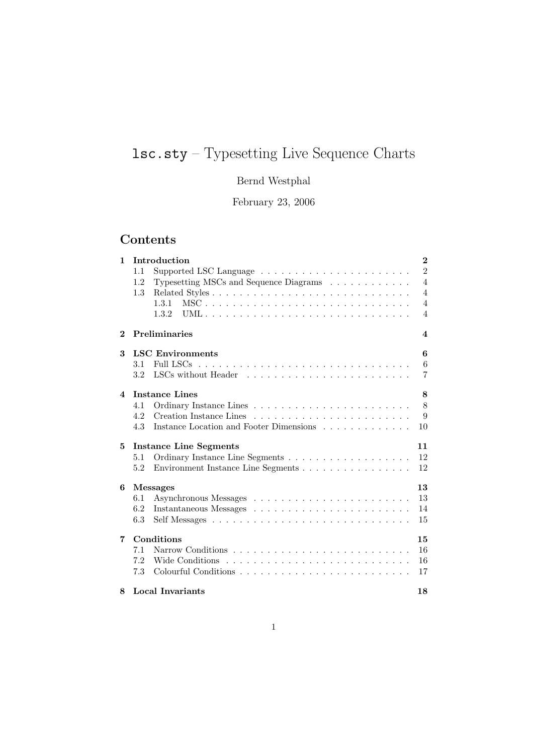# `lsc.sty` – Typesetting Live Sequence Charts

Bernd Westphal

February 23, 2006

## Contents

- **1 Introduction** — **2**
  - 1.1 Supported LSC Language — 2
  - 1.2 Typesetting MSCs and Sequence Diagrams — 4
  - 1.3 Related Styles — 4
    - 1.3.1 MSC — 4
    - 1.3.2 UML — 4
- **2 Preliminaries** — **4**
- **3 LSC Environments** — **6**
  - 3.1 Full LSCs — 6
  - 3.2 LSCs without Header — 7
- **4 Instance Lines** — **8**
  - 4.1 Ordinary Instance Lines — 8
  - 4.2 Creation Instance Lines — 9
  - 4.3 Instance Location and Footer Dimensions — 10
- **5 Instance Line Segments** — **11**
  - 5.1 Ordinary Instance Line Segments — 12
  - 5.2 Environment Instance Line Segments — 12
- **6 Messages** — **13**
  - 6.1 Asynchronous Messages — 13
  - 6.2 Instantaneous Messages — 14
  - 6.3 Self Messages — 15
- **7 Conditions** — **15**
  - 7.1 Narrow Conditions — 16
  - 7.2 Wide Conditions — 16
  - 7.3 Colourful Conditions — 17
- **8 Local Invariants** — **18**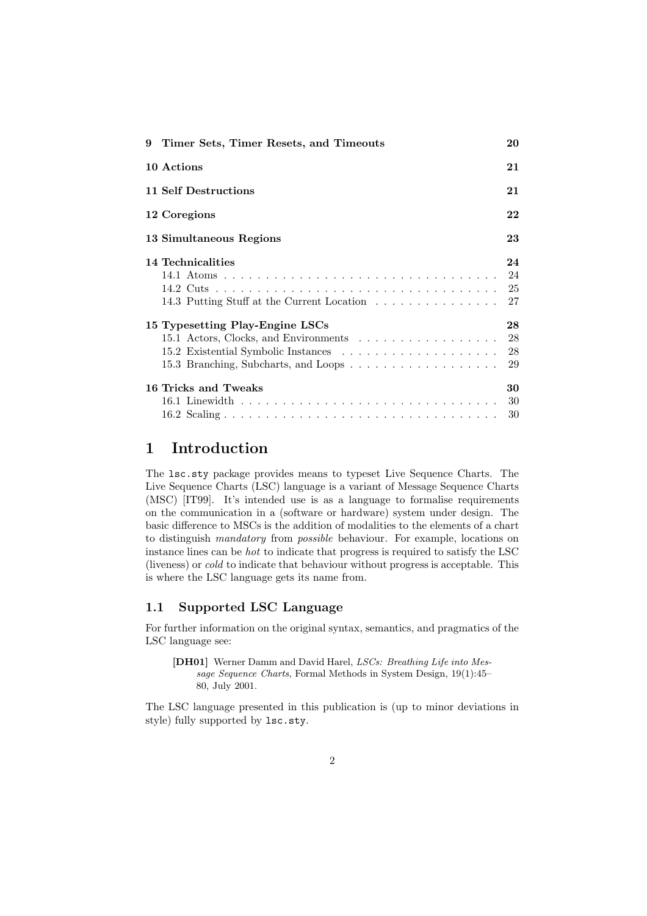| | |
|---|---|
| **9 Timer Sets, Timer Resets, and Timeouts** | **20** |
| **10 Actions** | **21** |
| **11 Self Destructions** | **21** |
| **12 Coregions** | **22** |
| **13 Simultaneous Regions** | **23** |
| **14 Technicalities** | **24** |
| 14.1 Atoms | 24 |
| 14.2 Cuts | 25 |
| 14.3 Putting Stuff at the Current Location | 27 |
| **15 Typesetting Play-Engine LSCs** | **28** |
| 15.1 Actors, Clocks, and Environments | 28 |
| 15.2 Existential Symbolic Instances | 28 |
| 15.3 Branching, Subcharts, and Loops | 29 |
| **16 Tricks and Tweaks** | **30** |
| 16.1 Linewidth | 30 |
| 16.2 Scaling | 30 |

# 1 Introduction

The `lsc.sty` package provides means to typeset Live Sequence Charts. The Live Sequence Charts (LSC) language is a variant of Message Sequence Charts (MSC) [IT99]. It's intended use is as a language to formalise requirements on the communication in a (software or hardware) system under design. The basic difference to MSCs is the addition of modalities to the elements of a chart to distinguish *mandatory* from *possible* behaviour. For example, locations on instance lines can be *hot* to indicate that progress is required to satisfy the LSC (liveness) or *cold* to indicate that behaviour without progress is acceptable. This is where the LSC language gets its name from.

## 1.1 Supported LSC Language

For further information on the original syntax, semantics, and pragmatics of the LSC language see:

> **[DH01]** Werner Damm and David Harel, *LSCs: Breathing Life into Message Sequence Charts*, Formal Methods in System Design, 19(1):45–80, July 2001.

The LSC language presented in this publication is (up to minor deviations in style) fully supported by `lsc.sty`.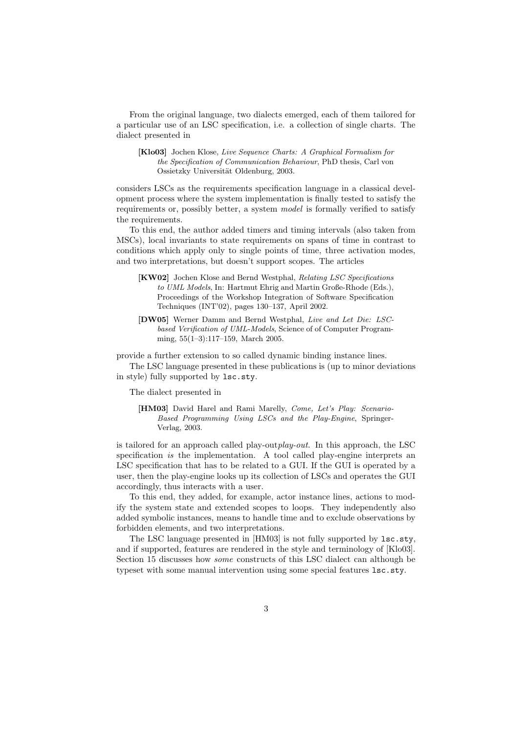From the original language, two dialects emerged, each of them tailored for a particular use of an LSC specification, i.e. a collection of single charts. The dialect presented in

> **[Klo03]** Jochen Klose, *Live Sequence Charts: A Graphical Formalism for the Specification of Communication Behaviour*, PhD thesis, Carl von Ossietzky Universität Oldenburg, 2003.

considers LSCs as the requirements specification language in a classical development process where the system implementation is finally tested to satisfy the requirements or, possibly better, a system *model* is formally verified to satisfy the requirements.

To this end, the author added timers and timing intervals (also taken from MSCs), local invariants to state requirements on spans of time in contrast to conditions which apply only to single points of time, three activation modes, and two interpretations, but doesn't support scopes. The articles

> **[KW02]** Jochen Klose and Bernd Westphal, *Relating LSC Specifications to UML Models*, In: Hartmut Ehrig and Martin Große-Rhode (Eds.), Proceedings of the Workshop Integration of Software Specification Techniques (INT'02), pages 130–137, April 2002.

> **[DW05]** Werner Damm and Bernd Westphal, *Live and Let Die: LSC-based Verification of UML-Models*, Science of of Computer Programming, 55(1–3):117–159, March 2005.

provide a further extension to so called dynamic binding instance lines.

The LSC language presented in these publications is (up to minor deviations in style) fully supported by `lsc.sty`.

The dialect presented in

> **[HM03]** David Harel and Rami Marelly, *Come, Let's Play: Scenario-Based Programming Using LSCs and the Play-Engine*, Springer-Verlag, 2003.

is tailored for an approach called play-out*play-out*. In this approach, the LSC specification *is* the implementation. A tool called play-engine interprets an LSC specification that has to be related to a GUI. If the GUI is operated by a user, then the play-engine looks up its collection of LSCs and operates the GUI accordingly, thus interacts with a user.

To this end, they added, for example, actor instance lines, actions to modify the system state and extended scopes to loops. They independently also added symbolic instances, means to handle time and to exclude observations by forbidden elements, and two interpretations.

The LSC language presented in [HM03] is not fully supported by `lsc.sty`, and if supported, features are rendered in the style and terminology of [Klo03]. Section 15 discusses how *some* constructs of this LSC dialect can although be typeset with some manual intervention using some special features `lsc.sty`.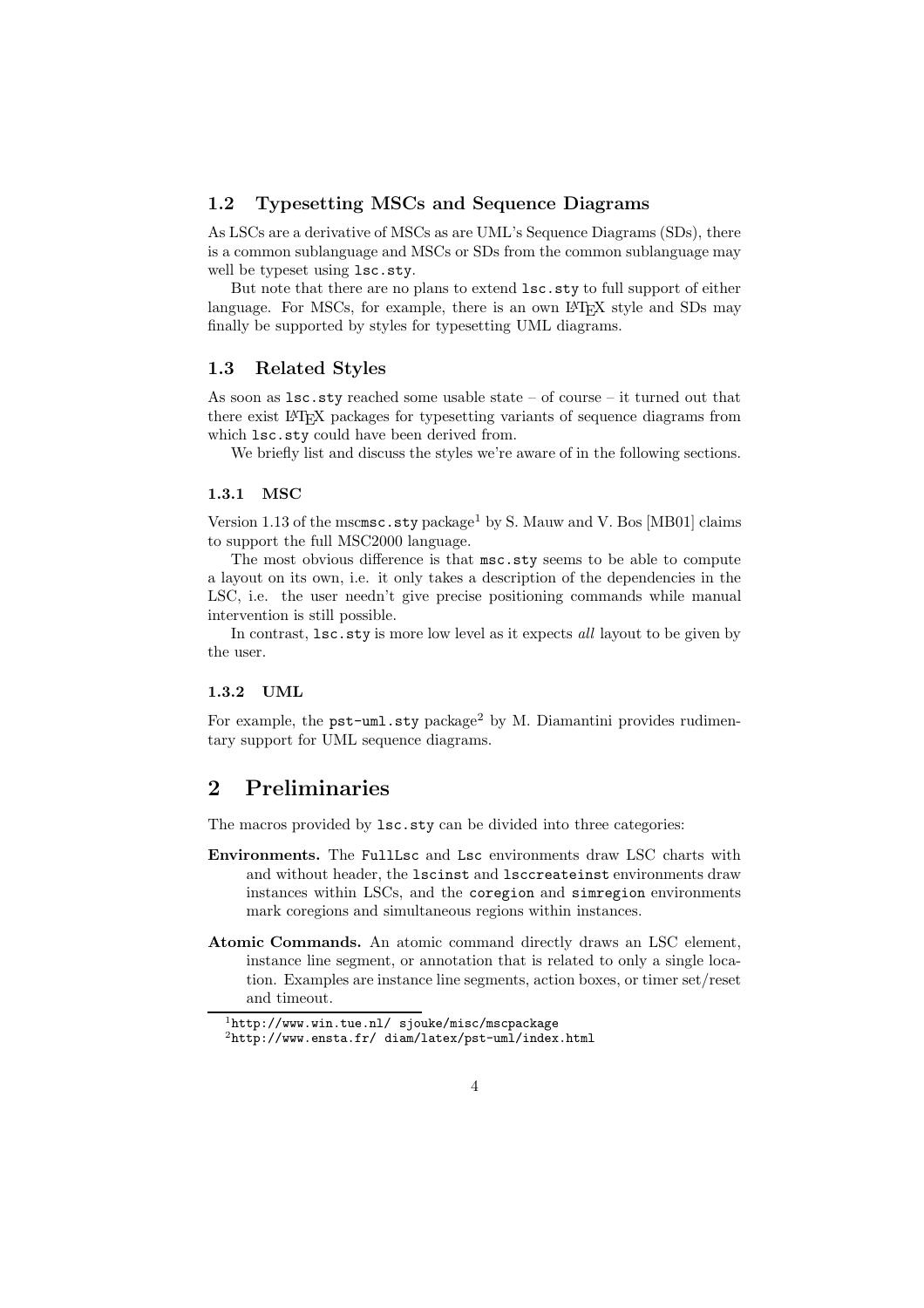### 1.2 Typesetting MSCs and Sequence Diagrams

As LSCs are a derivative of MSCs as are UML's Sequence Diagrams (SDs), there is a common sublanguage and MSCs or SDs from the common sublanguage may well be typeset using `lsc.sty`.

But note that there are no plans to extend `lsc.sty` to full support of either language. For MSCs, for example, there is an own LaTeX style and SDs may finally be supported by styles for typesetting UML diagrams.

### 1.3 Related Styles

As soon as `lsc.sty` reached some usable state – of course – it turned out that there exist LaTeX packages for typesetting variants of sequence diagrams from which `lsc.sty` could have been derived from.

We briefly list and discuss the styles we're aware of in the following sections.

#### 1.3.1 MSC

Version 1.13 of the msc`msc.sty` package[1] by S. Mauw and V. Bos [MB01] claims to support the full MSC2000 language.

The most obvious difference is that `msc.sty` seems to be able to compute a layout on its own, i.e. it only takes a description of the dependencies in the LSC, i.e. the user needn't give precise positioning commands while manual intervention is still possible.

In contrast, `lsc.sty` is more low level as it expects *all* layout to be given by the user.

#### 1.3.2 UML

For example, the `pst-uml.sty` package[2] by M. Diamantini provides rudimentary support for UML sequence diagrams.

## 2 Preliminaries

The macros provided by `lsc.sty` can be divided into three categories:

**Environments.** The `FullLsc` and `Lsc` environments draw LSC charts with and without header, the `lscinst` and `lsccreateinst` environments draw instances within LSCs, and the `coregion` and `simregion` environments mark coregions and simultaneous regions within instances.

**Atomic Commands.** An atomic command directly draws an LSC element, instance line segment, or annotation that is related to only a single location. Examples are instance line segments, action boxes, or timer set/reset and timeout.

[1] `http://www.win.tue.nl/ sjouke/misc/mscpackage`
[2] `http://www.ensta.fr/ diam/latex/pst-uml/index.html`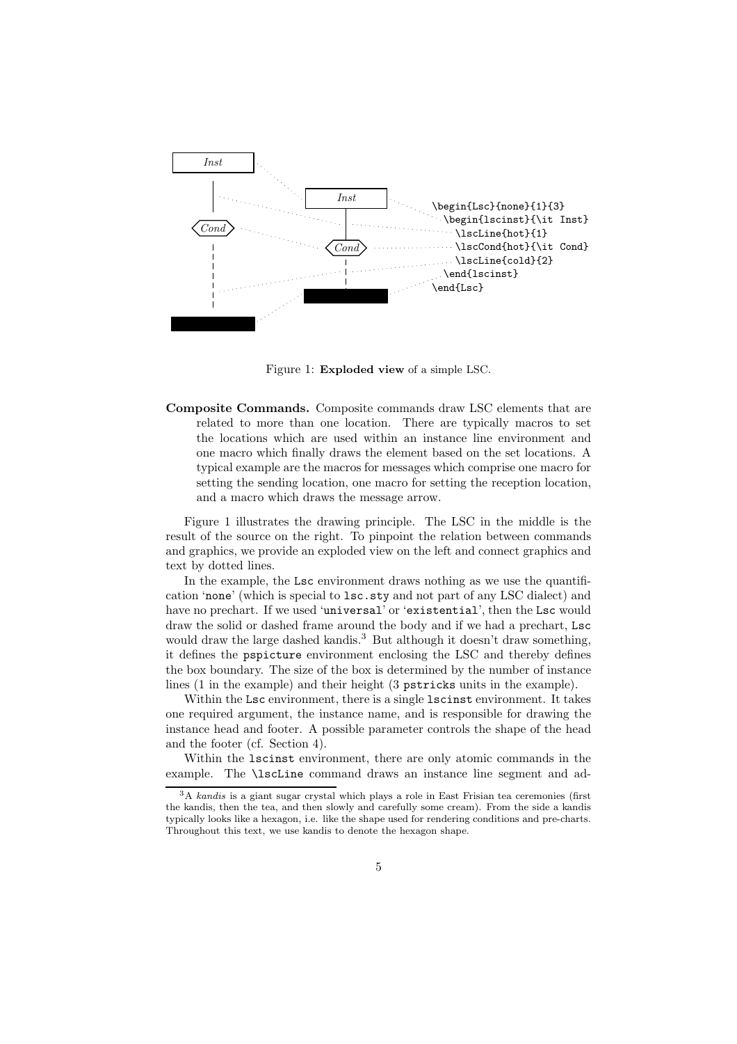```
\begin{Lsc}{none}{1}{3}
 \begin{lscinst}{\it Inst}
  \lscLine{hot}{1}
  \lscCond{hot}{\it Cond}
  \lscLine{cold}{2}
 \end{lscinst}
\end{Lsc}
```

Figure 1: **Exploded view** of a simple LSC.

**Composite Commands.** Composite commands draw LSC elements that are related to more than one location. There are typically macros to set the locations which are used within an instance line environment and one macro which finally draws the element based on the set locations. A typical example are the macros for messages which comprise one macro for setting the sending location, one macro for setting the reception location, and a macro which draws the message arrow.

Figure 1 illustrates the drawing principle. The LSC in the middle is the result of the source on the right. To pinpoint the relation between commands and graphics, we provide an exploded view on the left and connect graphics and text by dotted lines.

In the example, the `Lsc` environment draws nothing as we use the quantification '`none`' (which is special to `lsc.sty` and not part of any LSC dialect) and have no prechart. If we used '`universal`' or '`existential`', then the `Lsc` would draw the solid or dashed frame around the body and if we had a prechart, `Lsc` would draw the large dashed kandis.[3] But although it doesn't draw something, it defines the `pspicture` environment enclosing the LSC and thereby defines the box boundary. The size of the box is determined by the number of instance lines (1 in the example) and their height (3 `pstricks` units in the example).

Within the `Lsc` environment, there is a single `lscinst` environment. It takes one required argument, the instance name, and is responsible for drawing the instance head and footer. A possible parameter controls the shape of the head and the footer (cf. Section 4).

Within the `lscinst` environment, there are only atomic commands in the example. The `\lscLine` command draws an instance line segment and ad-

[3] A *kandis* is a giant sugar crystal which plays a role in East Frisian tea ceremonies (first the kandis, then the tea, and then slowly and carefully some cream). From the side a kandis typically looks like a hexagon, i.e. like the shape used for rendering conditions and pre-charts. Throughout this text, we use kandis to denote the hexagon shape.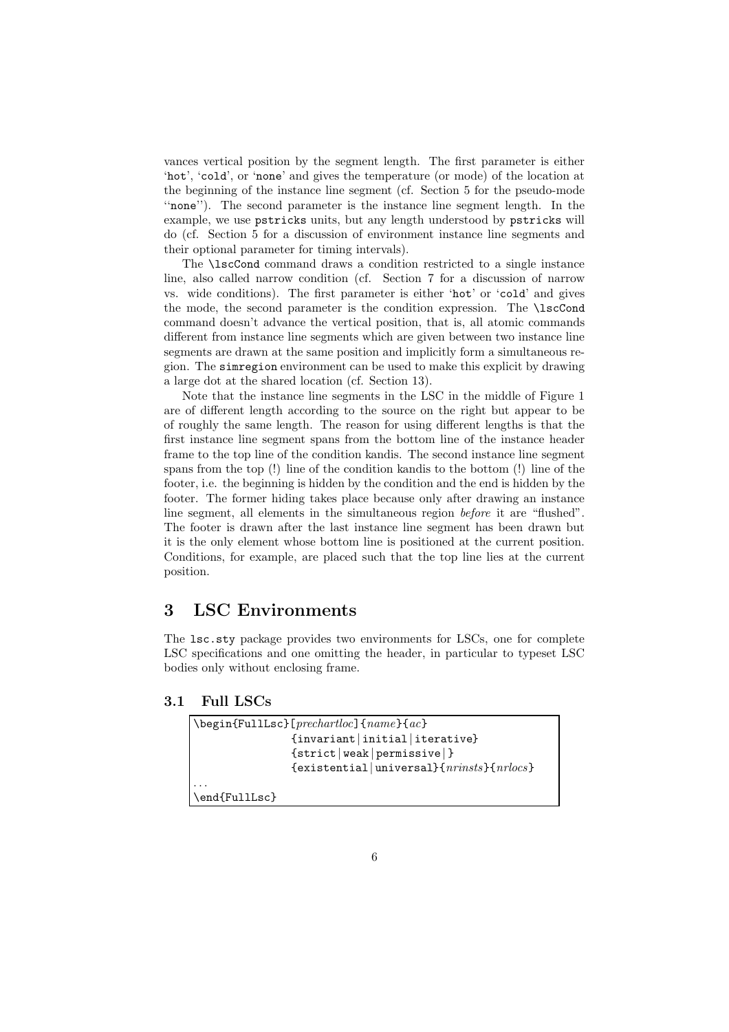vances vertical position by the segment length. The first parameter is either '`hot`', '`cold`', or '`none`' and gives the temperature (or mode) of the location at the beginning of the instance line segment (cf. Section 5 for the pseudo-mode "`none`"). The second parameter is the instance line segment length. In the example, we use `pstricks` units, but any length understood by `pstricks` will do (cf. Section 5 for a discussion of environment instance line segments and their optional parameter for timing intervals).

The `\lscCond` command draws a condition restricted to a single instance line, also called narrow condition (cf. Section 7 for a discussion of narrow vs. wide conditions). The first parameter is either '`hot`' or '`cold`' and gives the mode, the second parameter is the condition expression. The `\lscCond` command doesn't advance the vertical position, that is, all atomic commands different from instance line segments which are given between two instance line segments are drawn at the same position and implicitly form a simultaneous region. The `simregion` environment can be used to make this explicit by drawing a large dot at the shared location (cf. Section 13).

Note that the instance line segments in the LSC in the middle of Figure 1 are of different length according to the source on the right but appear to be of roughly the same length. The reason for using different lengths is that the first instance line segment spans from the bottom line of the instance header frame to the top line of the condition kandis. The second instance line segment spans from the top (!) line of the condition kandis to the bottom (!) line of the footer, i.e. the beginning is hidden by the condition and the end is hidden by the footer. The former hiding takes place because only after drawing an instance line segment, all elements in the simultaneous region *before* it are "flushed". The footer is drawn after the last instance line segment has been drawn but it is the only element whose bottom line is positioned at the current position. Conditions, for example, are placed such that the top line lies at the current position.

# 3 LSC Environments

The `lsc.sty` package provides two environments for LSCs, one for complete LSC specifications and one omitting the header, in particular to typeset LSC bodies only without enclosing frame.

## 3.1 Full LSCs

```
\begin{FullLsc}[prechartloc]{name}{ac}
               {invariant|initial|iterative}
               {strict|weak|permissive|}
               {existential|universal}{nrinsts}{nrlocs}
...
\end{FullLsc}
```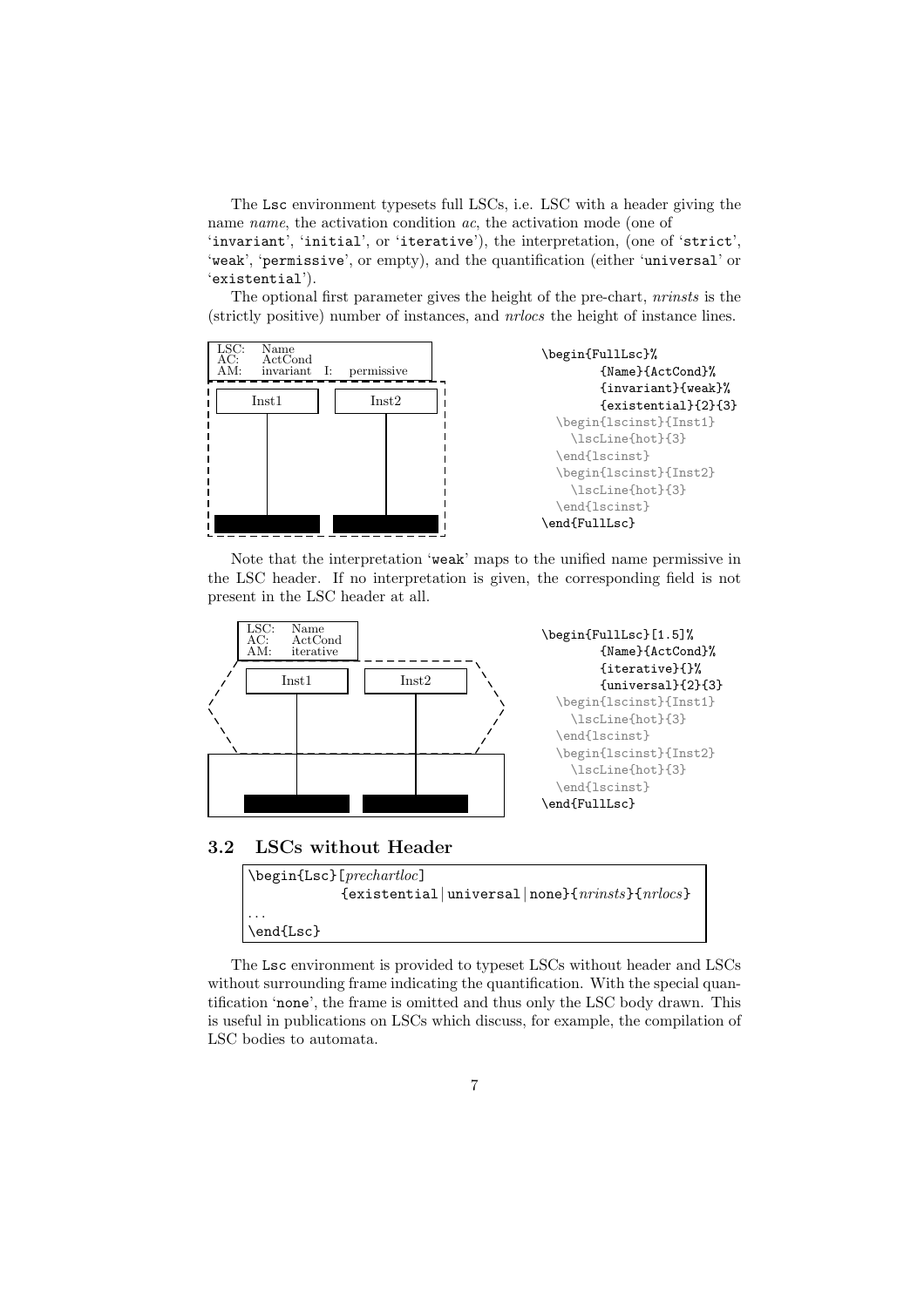The Lsc environment typesets full LSCs, i.e. LSC with a header giving the name *name*, the activation condition *ac*, the activation mode (one of 'invariant', 'initial', or 'iterative'), the interpretation, (one of 'strict', 'weak', 'permissive', or empty), and the quantification (either 'universal' or 'existential').

The optional first parameter gives the height of the pre-chart, *nrinsts* is the (strictly positive) number of instances, and *nrlocs* the height of instance lines.

```
\begin{FullLsc}%
        {Name}{ActCond}%
        {invariant}{weak}%
        {existential}{2}{3}
  \begin{lscinst}{Inst1}
    \lscLine{hot}{3}
  \end{lscinst}
  \begin{lscinst}{Inst2}
    \lscLine{hot}{3}
  \end{lscinst}
\end{FullLsc}
```

Note that the interpretation 'weak' maps to the unified name permissive in the LSC header. If no interpretation is given, the corresponding field is not present in the LSC header at all.

```
\begin{FullLsc}[1.5]%
        {Name}{ActCond}%
        {iterative}{}%
        {universal}{2}{3}
  \begin{lscinst}{Inst1}
    \lscLine{hot}{3}
  \end{lscinst}
  \begin{lscinst}{Inst2}
    \lscLine{hot}{3}
  \end{lscinst}
\end{FullLsc}
```

### 3.2 LSCs without Header

```
\begin{Lsc}[prechartloc]
          {existential|universal|none}{nrinsts}{nrlocs}
...
\end{Lsc}
```

The Lsc environment is provided to typeset LSCs without header and LSCs without surrounding frame indicating the quantification. With the special quantification 'none', the frame is omitted and thus only the LSC body drawn. This is useful in publications on LSCs which discuss, for example, the compilation of LSC bodies to automata.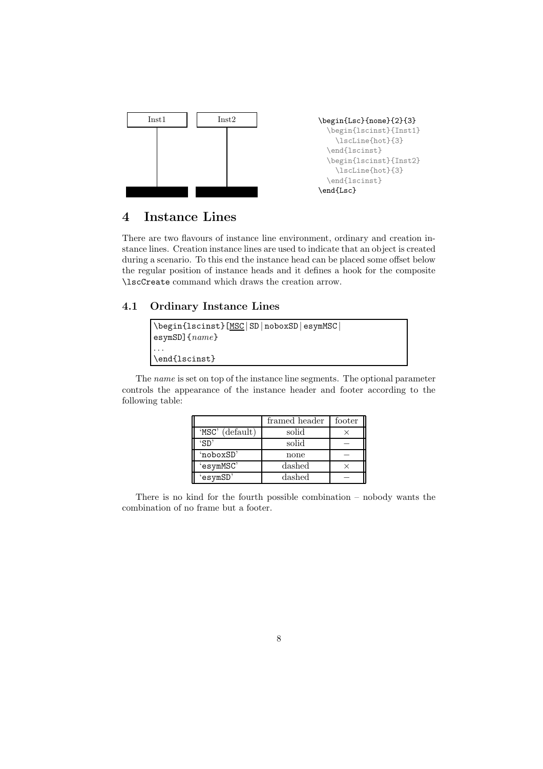Inst1 Inst2

```
\begin{Lsc}{none}{2}{3}
  \begin{lscinst}{Inst1}
    \lscLine{hot}{3}
  \end{lscinst}
  \begin{lscinst}{Inst2}
    \lscLine{hot}{3}
  \end{lscinst}
\end{Lsc}
```

# 4 Instance Lines

There are two flavours of instance line environment, ordinary and creation instance lines. Creation instance lines are used to indicate that an object is created during a scenario. To this end the instance head can be placed some offset below the regular position of instance heads and it defines a hook for the composite `\lscCreate` command which draws the creation arrow.

## 4.1 Ordinary Instance Lines

```
\begin{lscinst}[MSC|SD|noboxSD|esymMSC|
esymSD]{name}
...
\end{lscinst}
```

The *name* is set on top of the instance line segments. The optional parameter controls the appearance of the instance header and footer according to the following table:

| | framed header | footer |
|---|---|---|
| 'MSC' (default) | solid | × |
| 'SD' | solid | – |
| 'noboxSD' | none | – |
| 'esymMSC' | dashed | × |
| 'esymSD' | dashed | – |

There is no kind for the fourth possible combination – nobody wants the combination of no frame but a footer.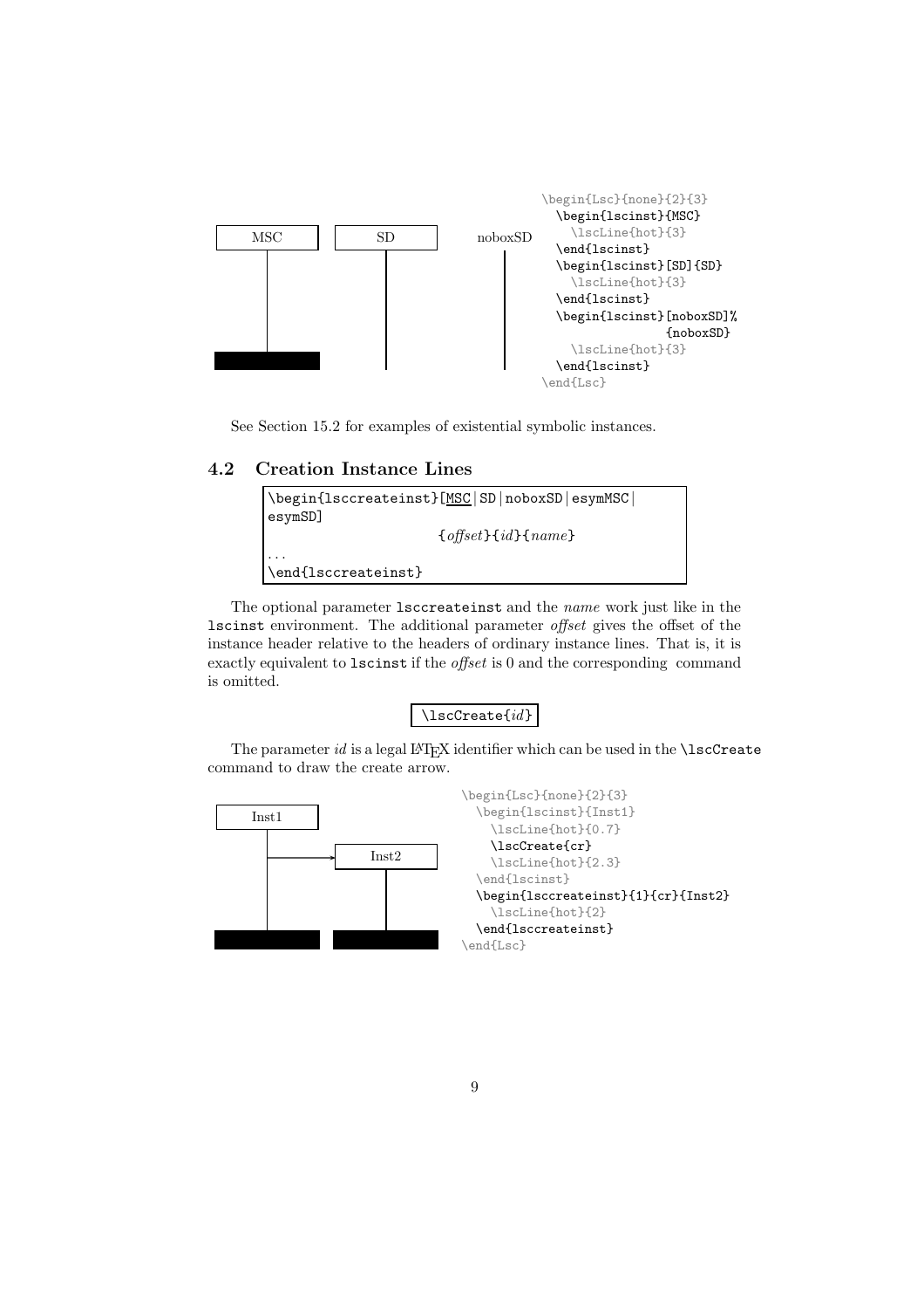MSC SD noboxSD

```
\begin{Lsc}{none}{2}{3}
  \begin{lscinst}{MSC}
    \lscLine{hot}{3}
  \end{lscinst}
  \begin{lscinst}[SD]{SD}
    \lscLine{hot}{3}
  \end{lscinst}
  \begin{lscinst}[noboxSD]%
                 {noboxSD}
    \lscLine{hot}{3}
  \end{lscinst}
\end{Lsc}
```

See Section 15.2 for examples of existential symbolic instances.

### 4.2 Creation Instance Lines

```
\begin{lsccreateinst}[MSC|SD|noboxSD|esymMSC|esymSD]
                    {offset}{id}{name}
...
\end{lsccreateinst}
```

The optional parameter `lsccreateinst` and the *name* work just like in the `lscinst` environment. The additional parameter *offset* gives the offset of the instance header relative to the headers of ordinary instance lines. That is, it is exactly equivalent to `lscinst` if the *offset* is 0 and the corresponding command is omitted.

```
\lscCreate{id}
```

The parameter *id* is a legal LaTeX identifier which can be used in the `\lscCreate` command to draw the create arrow.

Inst1 Inst2

```
\begin{Lsc}{none}{2}{3}
  \begin{lscinst}{Inst1}
    \lscLine{hot}{0.7}
    \lscCreate{cr}
    \lscLine{hot}{2.3}
  \end{lscinst}
  \begin{lsccreateinst}{1}{cr}{Inst2}
    \lscLine{hot}{2}
  \end{lsccreateinst}
\end{Lsc}
```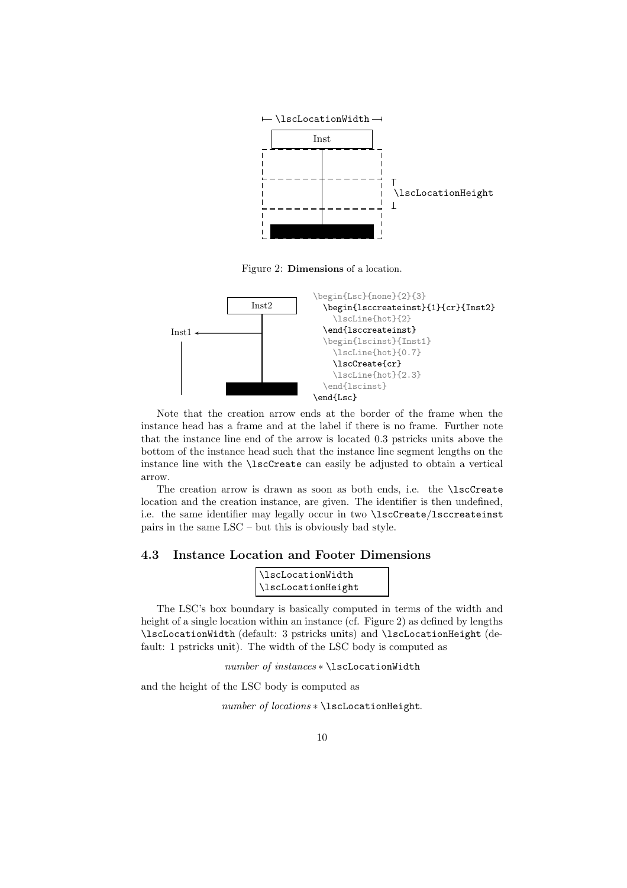Figure 2: **Dimensions** of a location.

```
\begin{Lsc}{none}{2}{3}
  \begin{lsccreateinst}{1}{cr}{Inst2}
    \lscLine{hot}{2}
  \end{lsccreateinst}
  \begin{lscinst}{Inst1}
    \lscLine{hot}{0.7}
    \lscCreate{cr}
    \lscLine{hot}{2.3}
  \end{lscinst}
\end{Lsc}
```

Note that the creation arrow ends at the border of the frame when the instance head has a frame and at the label if there is no frame. Further note that the instance line end of the arrow is located 0.3 pstricks units above the bottom of the instance head such that the instance line segment lengths on the instance line with the `\lscCreate` can easily be adjusted to obtain a vertical arrow.

The creation arrow is drawn as soon as both ends, i.e. the `\lscCreate` location and the creation instance, are given. The identifier is then undefined, i.e. the same identifier may legally occur in two `\lscCreate`/`lsccreateinst` pairs in the same LSC – but this is obviously bad style.

## 4.3 Instance Location and Footer Dimensions

```
\lscLocationWidth
\lscLocationHeight
```

The LSC's box boundary is basically computed in terms of the width and height of a single location within an instance (cf. Figure 2) as defined by lengths `\lscLocationWidth` (default: 3 pstricks units) and `\lscLocationHeight` (default: 1 pstricks unit). The width of the LSC body is computed as

*number of instances* ∗ `\lscLocationWidth`

and the height of the LSC body is computed as

*number of locations* ∗ `\lscLocationHeight`.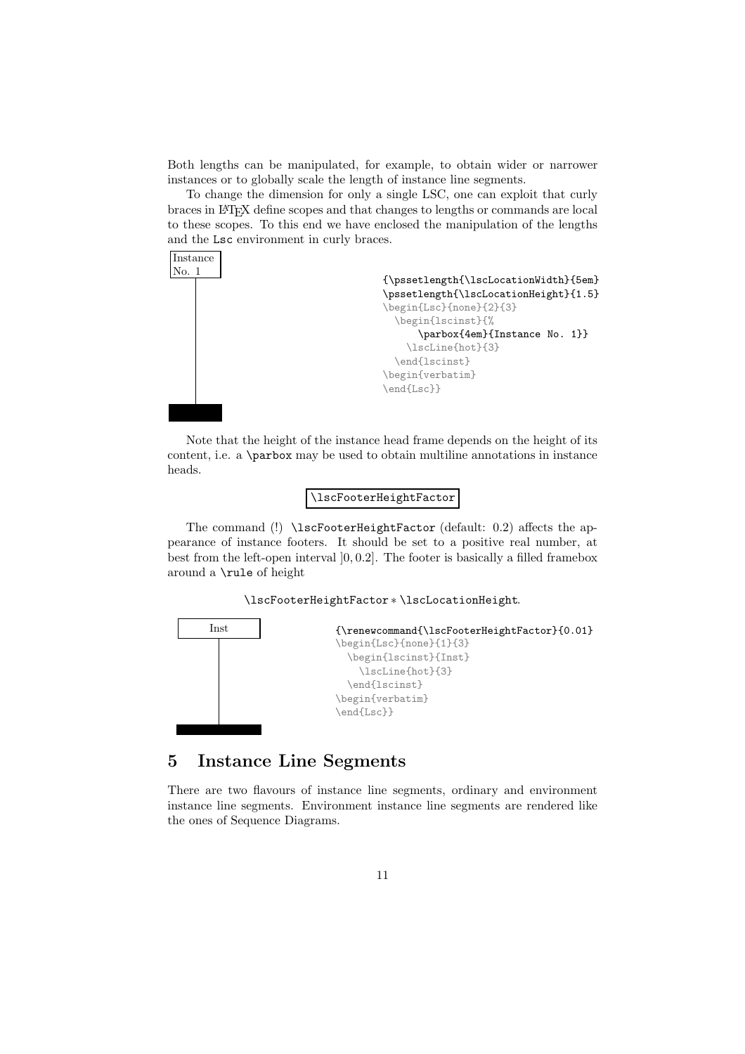Both lengths can be manipulated, for example, to obtain wider or narrower instances or to globally scale the length of instance line segments.

To change the dimension for only a single LSC, one can exploit that curly braces in LaTeX define scopes and that changes to lengths or commands are local to these scopes. To this end we have enclosed the manipulation of the lengths and the Lsc environment in curly braces.

```
{\pssetlength{\lscLocationWidth}{5em}
\pssetlength{\lscLocationHeight}{1.5}
\begin{Lsc}{none}{2}{3}
  \begin{lscinst}{%
      \parbox{4em}{Instance No. 1}}
    \lscLine{hot}{3}
  \end{lscinst}
\begin{verbatim}
\end{Lsc}}
```

Note that the height of the instance head frame depends on the height of its content, i.e. a \parbox may be used to obtain multiline annotations in instance heads.

`\lscFooterHeightFactor`

The command (!) `\lscFooterHeightFactor` (default: 0.2) affects the appearance of instance footers. It should be set to a positive real number, at best from the left-open interval $]0, 0.2]$. The footer is basically a filled framebox around a `\rule` of height

`\lscFooterHeightFactor` $*$ `\lscLocationHeight`.

```
{\renewcommand{\lscFooterHeightFactor}{0.01}
\begin{Lsc}{none}{1}{3}
  \begin{lscinst}{Inst}
    \lscLine{hot}{3}
  \end{lscinst}
\begin{verbatim}
\end{Lsc}}
```

## 5 Instance Line Segments

There are two flavours of instance line segments, ordinary and environment instance line segments. Environment instance line segments are rendered like the ones of Sequence Diagrams.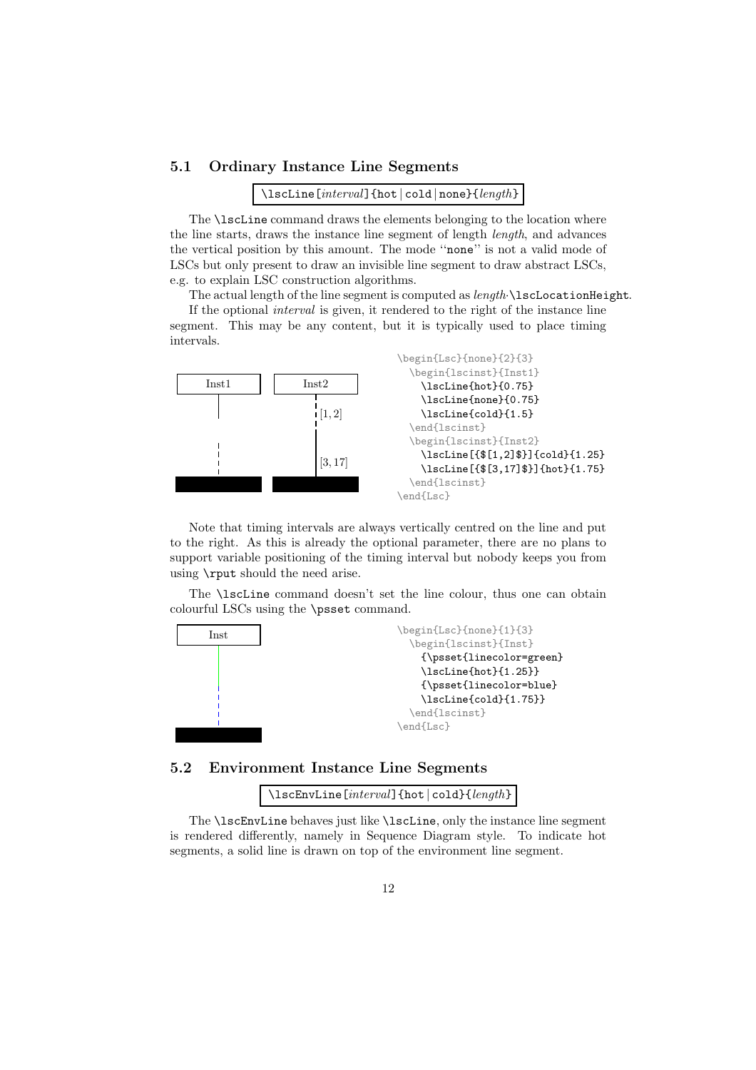## 5.1 Ordinary Instance Line Segments

`\lscLine[`*interval*`]{hot | cold | none}{`*length*`}`

The `\lscLine` command draws the elements belonging to the location where the line starts, draws the instance line segment of length *length*, and advances the vertical position by this amount. The mode "`none`" is not a valid mode of LSCs but only present to draw an invisible line segment to draw abstract LSCs, e.g. to explain LSC construction algorithms.

The actual length of the line segment is computed as *length*·`\lscLocationHeight`.

If the optional *interval* is given, it rendered to the right of the instance line segment. This may be any content, but it is typically used to place timing intervals.

```
\begin{Lsc}{none}{2}{3}
  \begin{lscinst}{Inst1}
    \lscLine{hot}{0.75}
    \lscLine{none}{0.75}
    \lscLine{cold}{1.5}
  \end{lscinst}
  \begin{lscinst}{Inst2}
    \lscLine[{$[1,2]$}]{cold}{1.25}
    \lscLine[{$[3,17]$}]{hot}{1.75}
  \end{lscinst}
\end{Lsc}
```

Note that timing intervals are always vertically centred on the line and put to the right. As this is already the optional parameter, there are no plans to support variable positioning of the timing interval but nobody keeps you from using `\rput` should the need arise.

The `\lscLine` command doesn't set the line colour, thus one can obtain colourful LSCs using the `\psset` command.

```
\begin{Lsc}{none}{1}{3}
  \begin{lscinst}{Inst}
    {\psset{linecolor=green}
    \lscLine{hot}{1.25}}
    {\psset{linecolor=blue}
    \lscLine{cold}{1.75}}
  \end{lscinst}
\end{Lsc}
```

## 5.2 Environment Instance Line Segments

`\lscEnvLine[`*interval*`]{hot | cold}{`*length*`}`

The `\lscEnvLine` behaves just like `\lscLine`, only the instance line segment is rendered differently, namely in Sequence Diagram style. To indicate hot segments, a solid line is drawn on top of the environment line segment.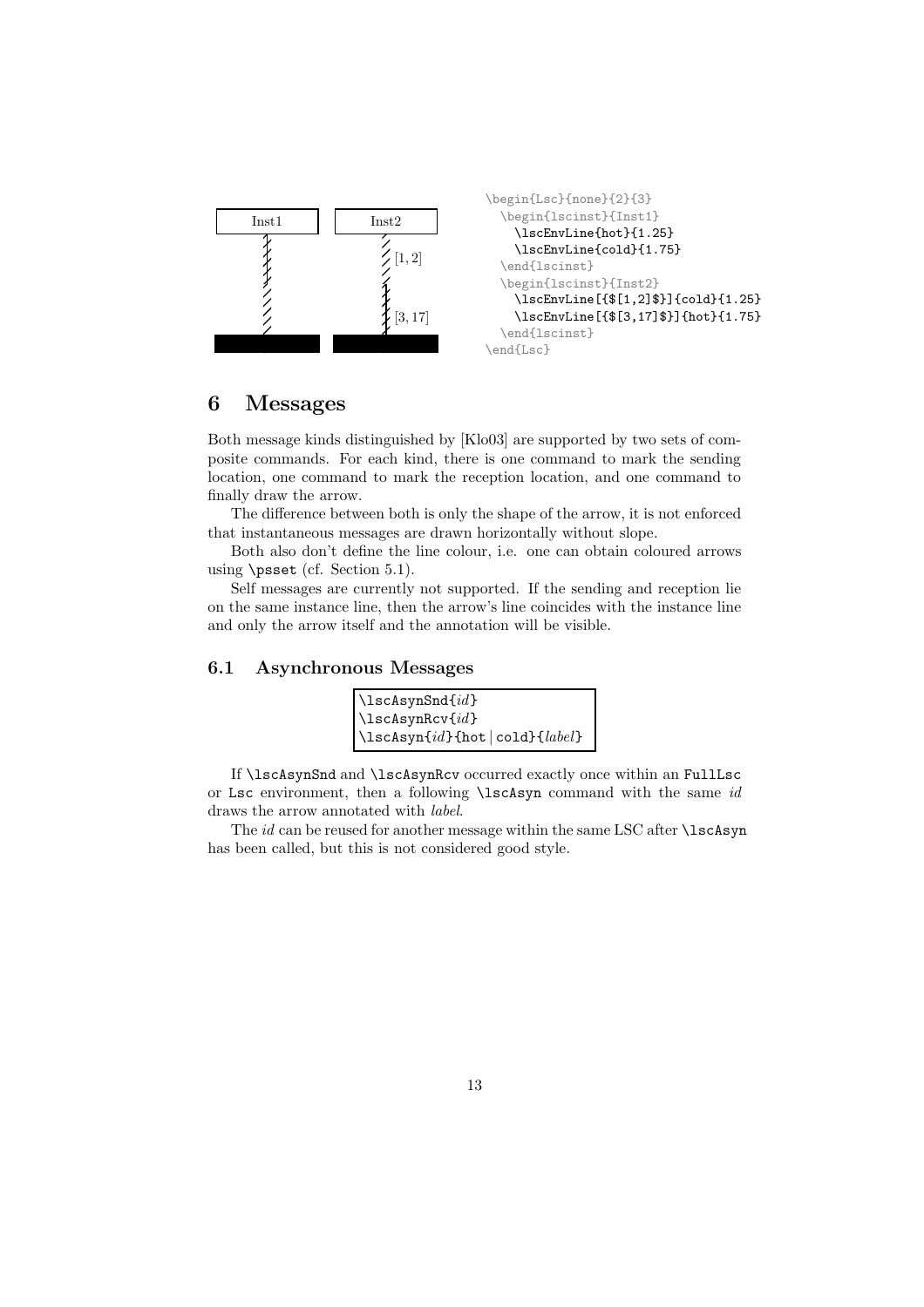```
\begin{Lsc}{none}{2}{3}
  \begin{lscinst}{Inst1}
    \lscEnvLine{hot}{1.25}
    \lscEnvLine{cold}{1.75}
  \end{lscinst}
  \begin{lscinst}{Inst2}
    \lscEnvLine[{$[1,2]$}]{cold}{1.25}
    \lscEnvLine[{$[3,17]$}]{hot}{1.75}
  \end{lscinst}
\end{Lsc}
```

# 6 Messages

Both message kinds distinguished by [Klo03] are supported by two sets of composite commands. For each kind, there is one command to mark the sending location, one command to mark the reception location, and one command to finally draw the arrow.

The difference between both is only the shape of the arrow, it is not enforced that instantaneous messages are drawn horizontally without slope.

Both also don't define the line colour, i.e. one can obtain coloured arrows using `\psset` (cf. Section 5.1).

Self messages are currently not supported. If the sending and reception lie on the same instance line, then the arrow's line coincides with the instance line and only the arrow itself and the annotation will be visible.

## 6.1 Asynchronous Messages

```
\lscAsynSnd{id}
\lscAsynRcv{id}
\lscAsyn{id}{hot | cold}{label}
```

If `\lscAsynSnd` and `\lscAsynRcv` occurred exactly once within an `FullLsc` or `Lsc` environment, then a following `\lscAsyn` command with the same *id* draws the arrow annotated with *label*.

The *id* can be reused for another message within the same LSC after `\lscAsyn` has been called, but this is not considered good style.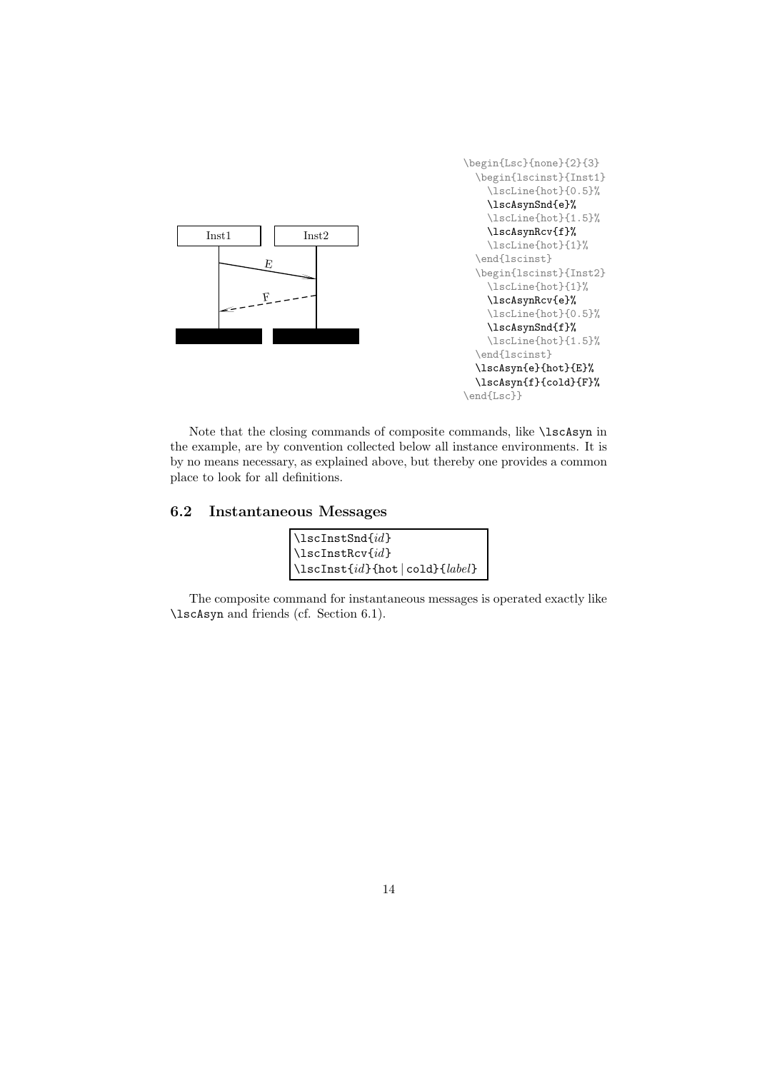```
\begin{Lsc}{none}{2}{3}
  \begin{lscinst}{Inst1}
    \lscLine{hot}{0.5}%
    \lscAsynSnd{e}%
    \lscLine{hot}{1.5}%
    \lscAsynRcv{f}%
    \lscLine{hot}{1}%
  \end{lscinst}
  \begin{lscinst}{Inst2}
    \lscLine{hot}{1}%
    \lscAsynRcv{e}%
    \lscLine{hot}{0.5}%
    \lscAsynSnd{f}%
    \lscLine{hot}{1.5}%
  \end{lscinst}
  \lscAsyn{e}{hot}{E}%
  \lscAsyn{f}{cold}{F}%
\end{Lsc}}
```

Note that the closing commands of composite commands, like `\lscAsyn` in the example, are by convention collected below all instance environments. It is by no means necessary, as explained above, but thereby one provides a common place to look for all definitions.

## 6.2 Instantaneous Messages

```
\lscInstSnd{id}
\lscInstRcv{id}
\lscInst{id}{hot | cold}{label}
```

The composite command for instantaneous messages is operated exactly like `\lscAsyn` and friends (cf. Section 6.1).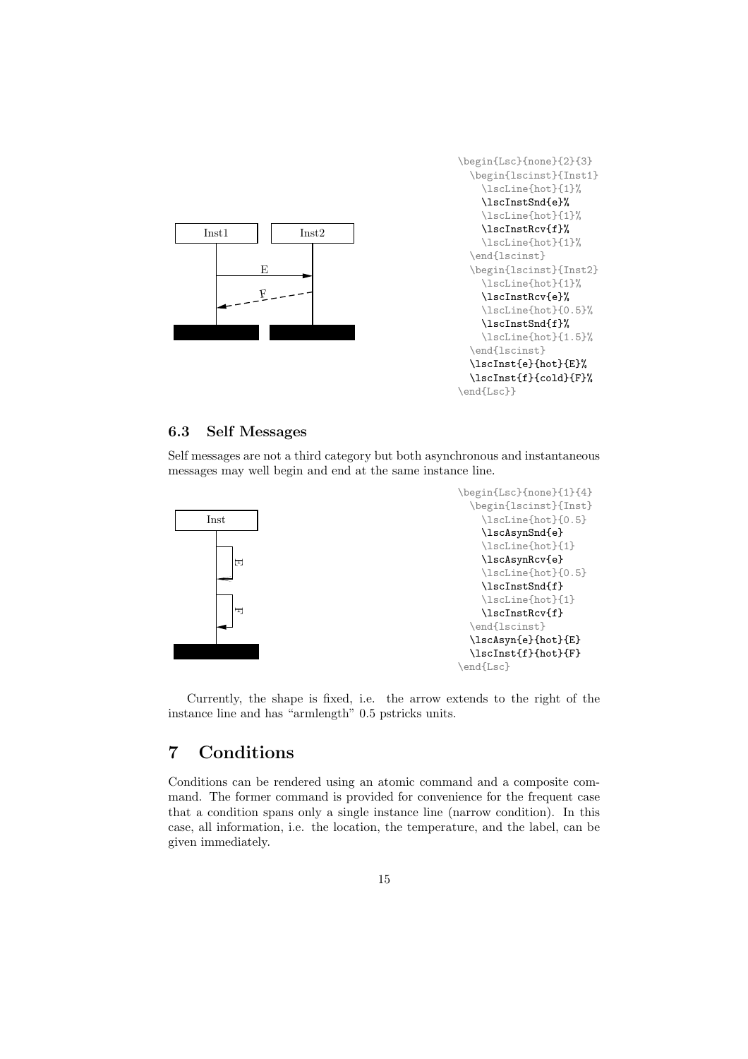```
\begin{Lsc}{none}{2}{3}
  \begin{lscinst}{Inst1}
    \lscLine{hot}{1}%
    \lscInstSnd{e}%
    \lscLine{hot}{1}%
    \lscInstRcv{f}%
    \lscLine{hot}{1}%
  \end{lscinst}
  \begin{lscinst}{Inst2}
    \lscLine{hot}{1}%
    \lscInstRcv{e}%
    \lscLine{hot}{0.5}%
    \lscInstSnd{f}%
    \lscLine{hot}{1.5}%
  \end{lscinst}
  \lscInst{e}{hot}{E}%
  \lscInst{f}{cold}{F}%
\end{Lsc}}
```

### 6.3 Self Messages

Self messages are not a third category but both asynchronous and instantaneous messages may well begin and end at the same instance line.

```
\begin{Lsc}{none}{1}{4}
  \begin{lscinst}{Inst}
    \lscLine{hot}{0.5}
    \lscAsynSnd{e}
    \lscLine{hot}{1}
    \lscAsynRcv{e}
    \lscLine{hot}{0.5}
    \lscInstSnd{f}
    \lscLine{hot}{1}
    \lscInstRcv{f}
  \end{lscinst}
  \lscAsyn{e}{hot}{E}
  \lscInst{f}{hot}{F}
\end{Lsc}
```

Currently, the shape is fixed, i.e. the arrow extends to the right of the instance line and has "armlength" 0.5 pstricks units.

# 7 Conditions

Conditions can be rendered using an atomic command and a composite command. The former command is provided for convenience for the frequent case that a condition spans only a single instance line (narrow condition). In this case, all information, i.e. the location, the temperature, and the label, can be given immediately.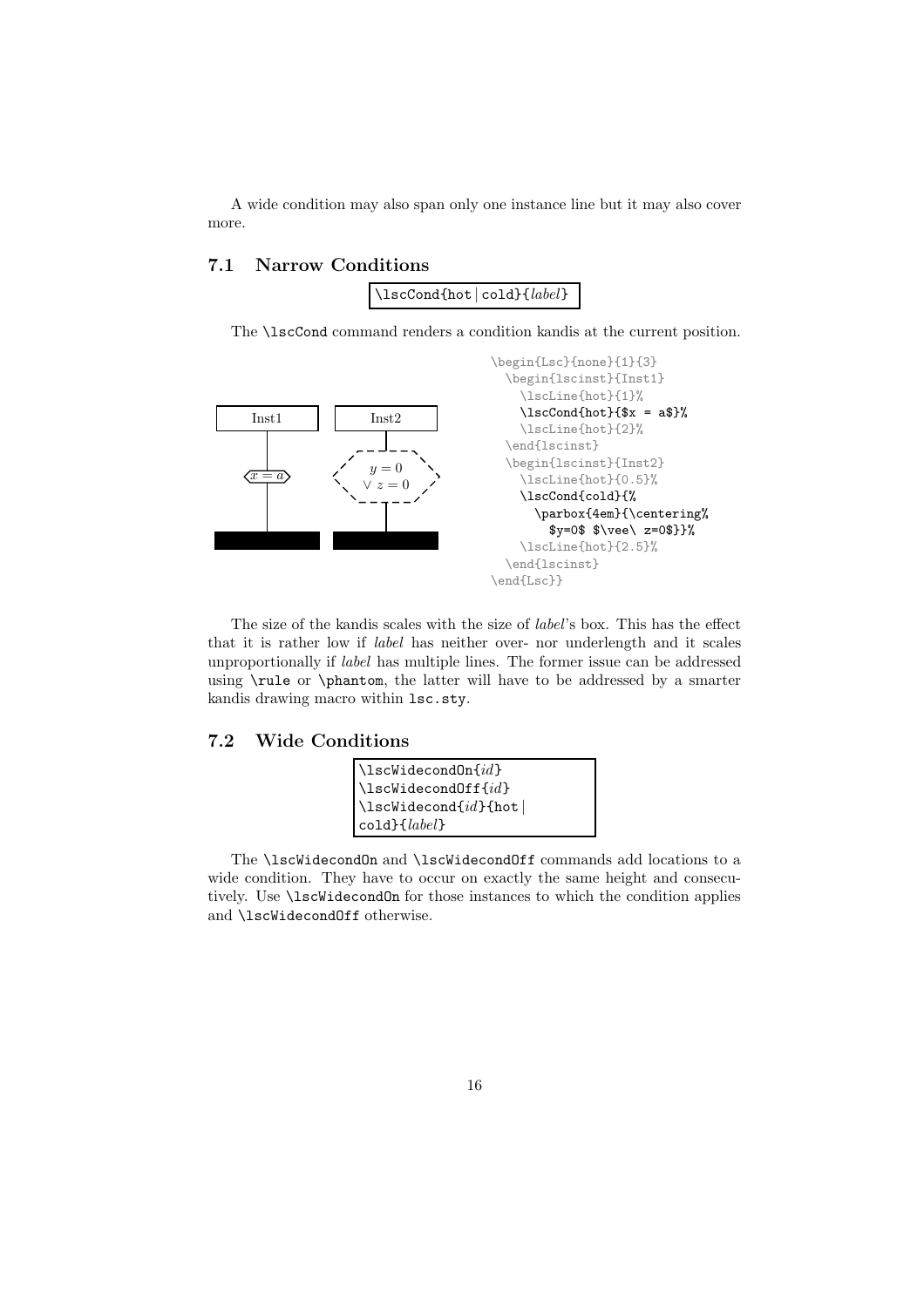A wide condition may also span only one instance line but it may also cover more.

## 7.1 Narrow Conditions

```
\lscCond{hot|cold}{label}
```

The `\lscCond` command renders a condition kandis at the current position.

```
\begin{Lsc}{none}{1}{3}
  \begin{lscinst}{Inst1}
    \lscLine{hot}{1}%
    \lscCond{hot}{$x = a$}%
    \lscLine{hot}{2}%
  \end{lscinst}
  \begin{lscinst}{Inst2}
    \lscLine{hot}{0.5}%
    \lscCond{cold}{%
      \parbox{4em}{\centering%
        $y=0$ $\vee\ z=0$}}%
    \lscLine{hot}{2.5}%
  \end{lscinst}
\end{Lsc}}
```

The size of the kandis scales with the size of *label*'s box. This has the effect that it is rather low if *label* has neither over- nor underlength and it scales unproportionally if *label* has multiple lines. The former issue can be addressed using `\rule` or `\phantom`, the latter will have to be addressed by a smarter kandis drawing macro within `lsc.sty`.

## 7.2 Wide Conditions

```
\lscWidecondOn{id}
\lscWidecondOff{id}
\lscWidecond{id}{hot|cold}{label}
```

The `\lscWidecondOn` and `\lscWidecondOff` commands add locations to a wide condition. They have to occur on exactly the same height and consecutively. Use `\lscWidecondOn` for those instances to which the condition applies and `\lscWidecondOff` otherwise.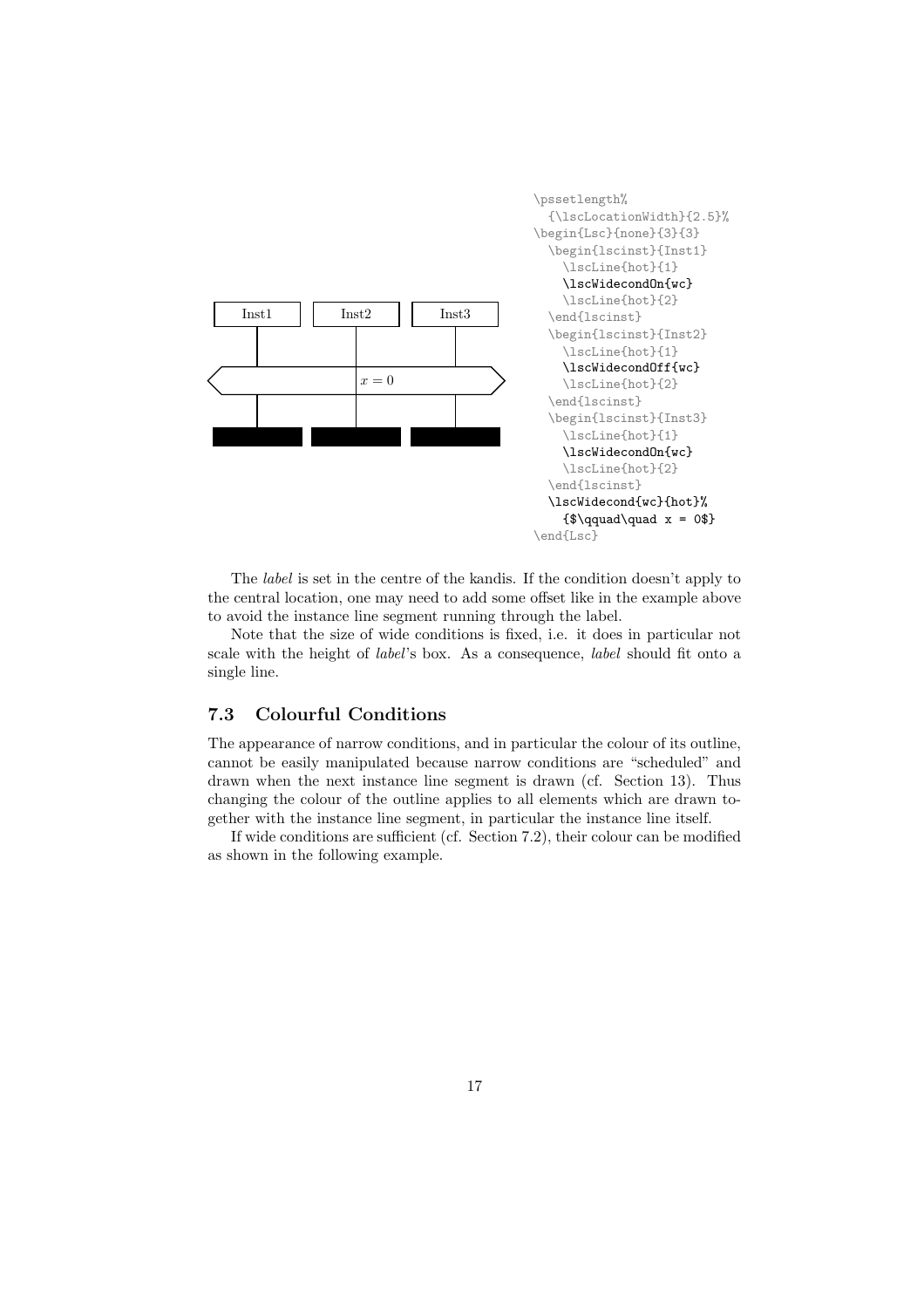```
\pssetlength%
  {\lscLocationWidth}{2.5}%
\begin{Lsc}{none}{3}{3}
  \begin{lscinst}{Inst1}
    \lscLine{hot}{1}
    \lscWidecondOn{wc}
    \lscLine{hot}{2}
  \end{lscinst}
  \begin{lscinst}{Inst2}
    \lscLine{hot}{1}
    \lscWidecondOff{wc}
    \lscLine{hot}{2}
  \end{lscinst}
  \begin{lscinst}{Inst3}
    \lscLine{hot}{1}
    \lscWidecondOn{wc}
    \lscLine{hot}{2}
  \end{lscinst}
  \lscWidecond{wc}{hot}%
    {$\qquad\quad x = 0$}
\end{Lsc}
```

The *label* is set in the centre of the kandis. If the condition doesn't apply to the central location, one may need to add some offset like in the example above to avoid the instance line segment running through the label.

Note that the size of wide conditions is fixed, i.e. it does in particular not scale with the height of *label*'s box. As a consequence, *label* should fit onto a single line.

## 7.3 Colourful Conditions

The appearance of narrow conditions, and in particular the colour of its outline, cannot be easily manipulated because narrow conditions are "scheduled" and drawn when the next instance line segment is drawn (cf. Section 13). Thus changing the colour of the outline applies to all elements which are drawn together with the instance line segment, in particular the instance line itself.

If wide conditions are sufficient (cf. Section 7.2), their colour can be modified as shown in the following example.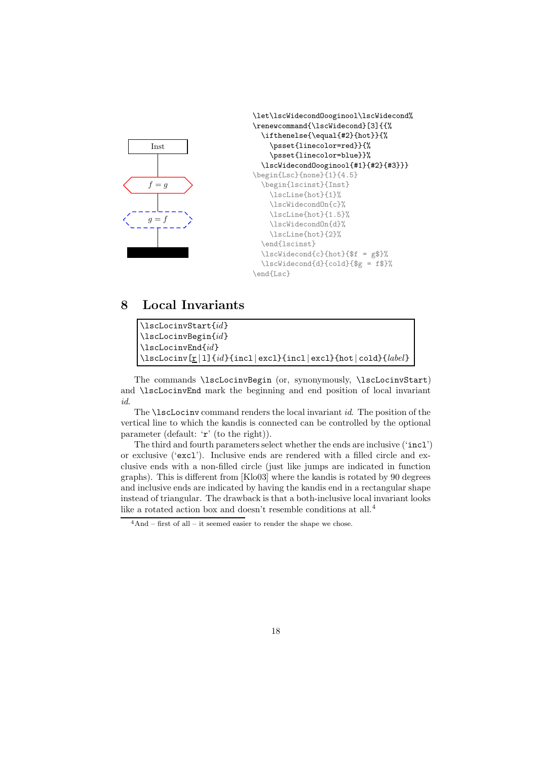Inst

$f = g$

$g = f$

```
\let\lscWidecondOooginool\lscWidecond%
\renewcommand{\lscWidecond}[3]{{%
  \ifthenelse{\equal{#2}{hot}}{%
    \psset{linecolor=red}}{%
    \psset{linecolor=blue}}%
  \lscWidecondOooginool{#1}{#2}{#3}}}
\begin{Lsc}{none}{1}{4.5}
  \begin{lscinst}{Inst}
    \lscLine{hot}{1}%
    \lscWidecondOn{c}%
    \lscLine{hot}{1.5}%
    \lscWidecondOn{d}%
    \lscLine{hot}{2}%
  \end{lscinst}
  \lscWidecond{c}{hot}{$f = g$}%
  \lscWidecond{d}{cold}{$g = f$}%
\end{Lsc}
```

## 8 Local Invariants

```
\lscLocinvStart{id}
\lscLocinvBegin{id}
\lscLocinvEnd{id}
\lscLocinv[r|l]{id}{incl|excl}{incl|excl}{hot|cold}{label}
```

The commands `\lscLocinvBegin` (or, synonymously, `\lscLocinvStart`) and `\lscLocinvEnd` mark the beginning and end position of local invariant *id*.

The `\lscLocinv` command renders the local invariant *id*. The position of the vertical line to which the kandis is connected can be controlled by the optional parameter (default: '`r`' (to the right)).

The third and fourth parameters select whether the ends are inclusive ('`incl`') or exclusive ('`excl`'). Inclusive ends are rendered with a filled circle and exclusive ends with a non-filled circle (just like jumps are indicated in function graphs). This is different from [Klo03] where the kandis is rotated by 90 degrees and inclusive ends are indicated by having the kandis end in a rectangular shape instead of triangular. The drawback is that a both-inclusive local invariant looks like a rotated action box and doesn't resemble conditions at all.[4]

[4]And – first of all – it seemed easier to render the shape we chose.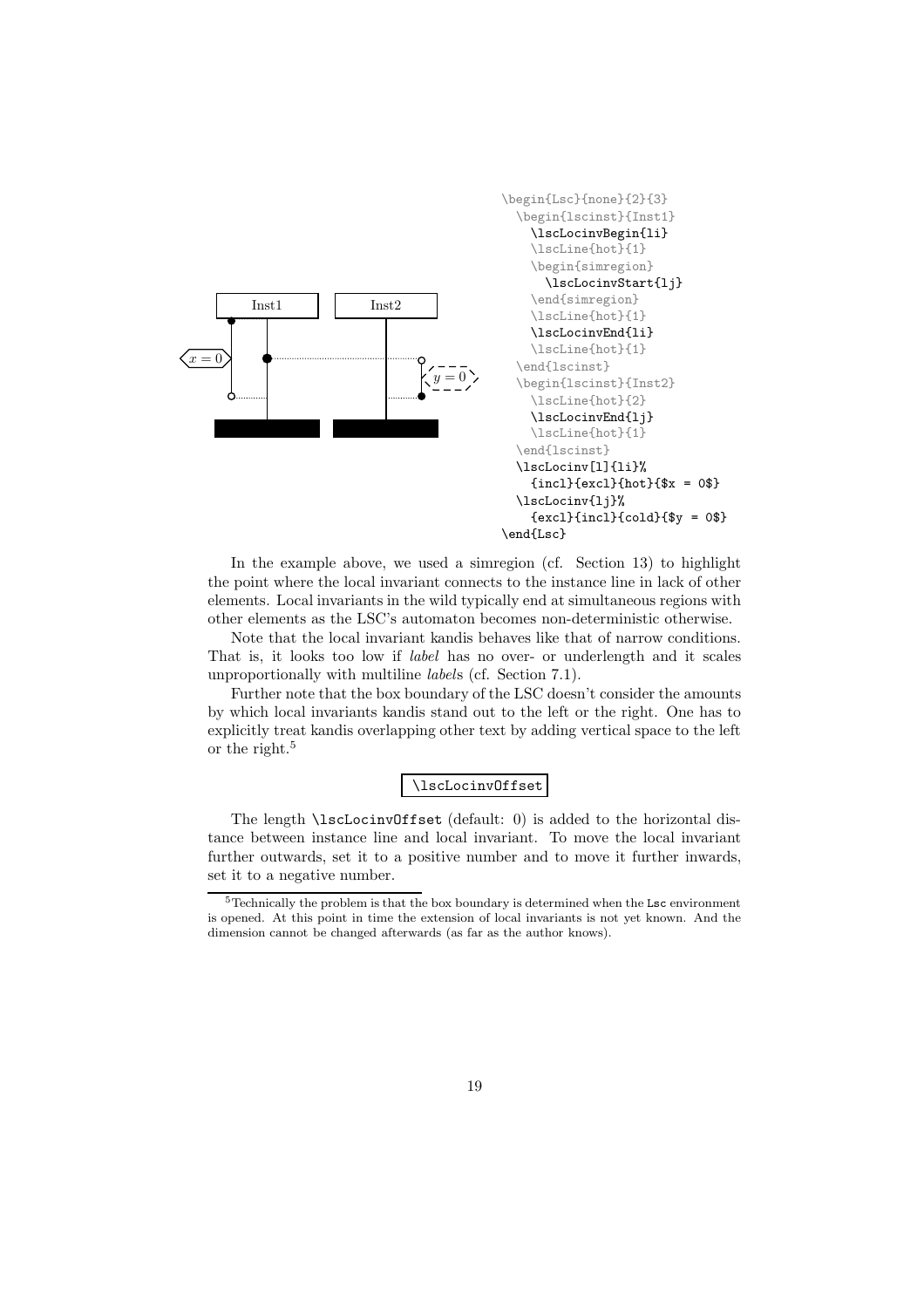```
\begin{Lsc}{none}{2}{3}
  \begin{lscinst}{Inst1}
    \lscLocinvBegin{li}
    \lscLine{hot}{1}
    \begin{simregion}
      \lscLocinvStart{lj}
    \end{simregion}
    \lscLine{hot}{1}
    \lscLocinvEnd{li}
    \lscLine{hot}{1}
  \end{lscinst}
  \begin{lscinst}{Inst2}
    \lscLine{hot}{2}
    \lscLocinvEnd{lj}
    \lscLine{hot}{1}
  \end{lscinst}
  \lscLocinv[l]{li}%
    {incl}{excl}{hot}{$x = 0$}
  \lscLocinv{lj}%
    {excl}{incl}{cold}{$y = 0$}
\end{Lsc}
```

In the example above, we used a simregion (cf. Section 13) to highlight the point where the local invariant connects to the instance line in lack of other elements. Local invariants in the wild typically end at simultaneous regions with other elements as the LSC's automaton becomes non-deterministic otherwise.

Note that the local invariant kandis behaves like that of narrow conditions. That is, it looks too low if *label* has no over- or underlength and it scales unproportionally with multiline *label*s (cf. Section 7.1).

Further note that the box boundary of the LSC doesn't consider the amounts by which local invariants kandis stand out to the left or the right. One has to explicitly treat kandis overlapping other text by adding vertical space to the left or the right.[5]

`\lscLocinvOffset`

The length `\lscLocinvOffset` (default: 0) is added to the horizontal distance between instance line and local invariant. To move the local invariant further outwards, set it to a positive number and to move it further inwards, set it to a negative number.

[5]Technically the problem is that the box boundary is determined when the `Lsc` environment is opened. At this point in time the extension of local invariants is not yet known. And the dimension cannot be changed afterwards (as far as the author knows).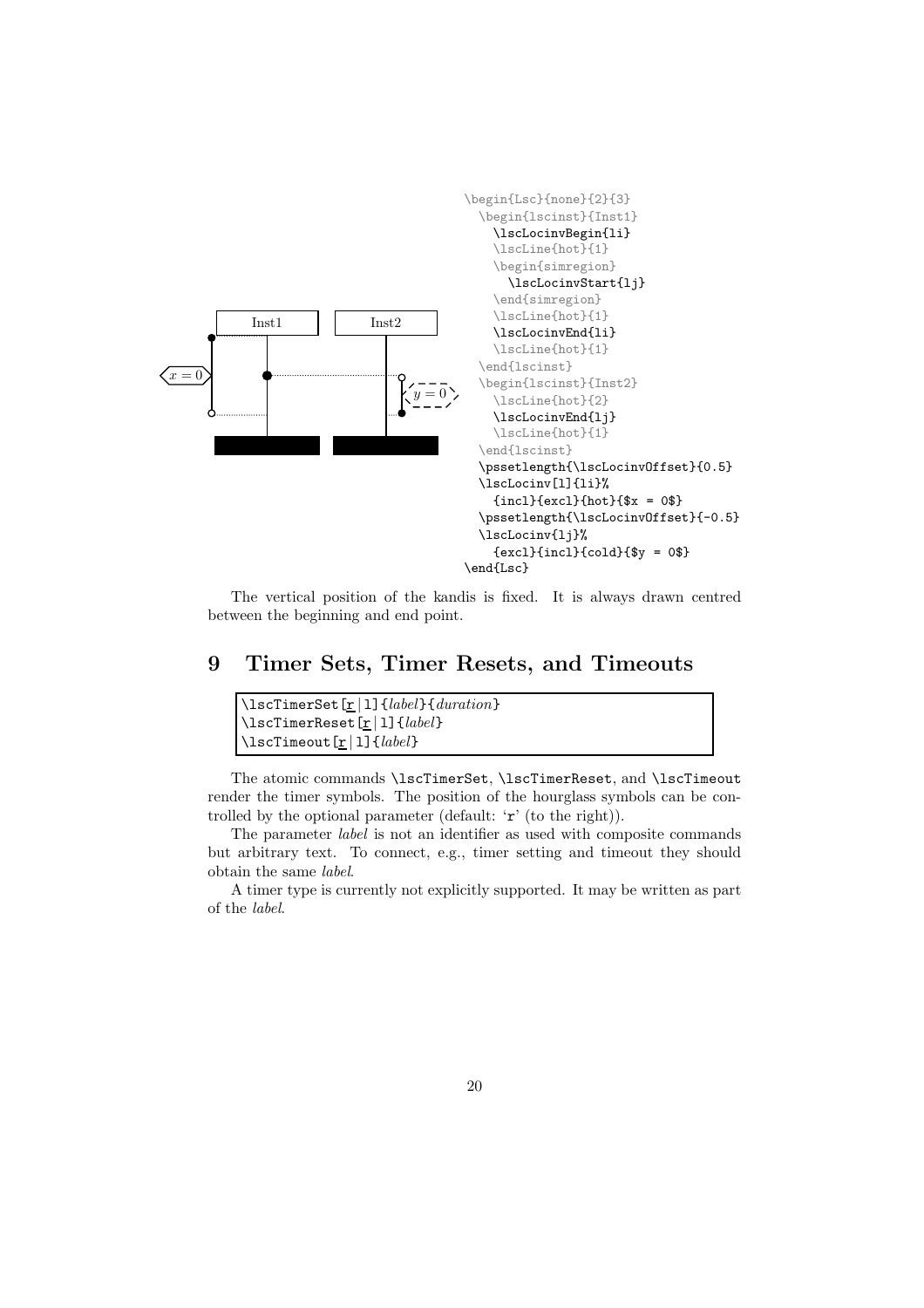```
\begin{Lsc}{none}{2}{3}
  \begin{lscinst}{Inst1}
    \lscLocinvBegin{li}
    \lscLine{hot}{1}
    \begin{simregion}
      \lscLocinvStart{lj}
    \end{simregion}
    \lscLine{hot}{1}
    \lscLocinvEnd{li}
    \lscLine{hot}{1}
  \end{lscinst}
  \begin{lscinst}{Inst2}
    \lscLine{hot}{2}
    \lscLocinvEnd{lj}
    \lscLine{hot}{1}
  \end{lscinst}
  \pssetlength{\lscLocinvOffset}{0.5}
  \lscLocinv[l]{li}%
    {incl}{excl}{hot}{$x = 0$}
  \pssetlength{\lscLocinvOffset}{-0.5}
  \lscLocinv{lj}%
    {excl}{incl}{cold}{$y = 0$}
\end{Lsc}
```

The vertical position of the kandis is fixed. It is always drawn centred between the beginning and end point.

# 9 Timer Sets, Timer Resets, and Timeouts

```
\lscTimerSet[r|l]{label}{duration}
\lscTimerReset[r|l]{label}
\lscTimeout[r|l]{label}
```

The atomic commands `\lscTimerSet`, `\lscTimerReset`, and `\lscTimeout` render the timer symbols. The position of the hourglass symbols can be controlled by the optional parameter (default: 'r' (to the right)).

The parameter *label* is not an identifier as used with composite commands but arbitrary text. To connect, e.g., timer setting and timeout they should obtain the same *label*.

A timer type is currently not explicitly supported. It may be written as part of the *label*.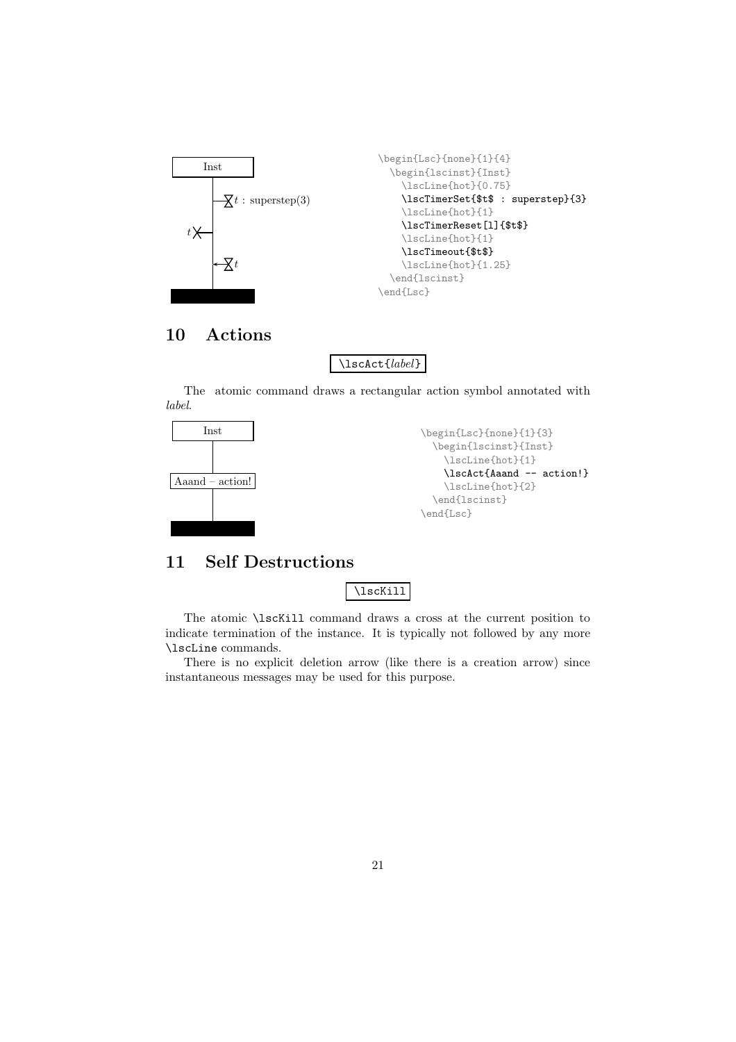```
\begin{Lsc}{none}{1}{4}
  \begin{lscinst}{Inst}
    \lscLine{hot}{0.75}
    \lscTimerSet{$t$ : superstep}{3}
    \lscLine{hot}{1}
    \lscTimerReset[l]{$t$}
    \lscLine{hot}{1}
    \lscTimeout{$t$}
    \lscLine{hot}{1.25}
  \end{lscinst}
\end{Lsc}
```

# 10 Actions

`\lscAct{`*label*`}`

The atomic command draws a rectangular action symbol annotated with *label*.

```
\begin{Lsc}{none}{1}{3}
  \begin{lscinst}{Inst}
    \lscLine{hot}{1}
    \lscAct{Aaand -- action!}
    \lscLine{hot}{2}
  \end{lscinst}
\end{Lsc}
```

# 11 Self Destructions

`\lscKill`

The atomic `\lscKill` command draws a cross at the current position to indicate termination of the instance. It is typically not followed by any more `\lscLine` commands.

There is no explicit deletion arrow (like there is a creation arrow) since instantaneous messages may be used for this purpose.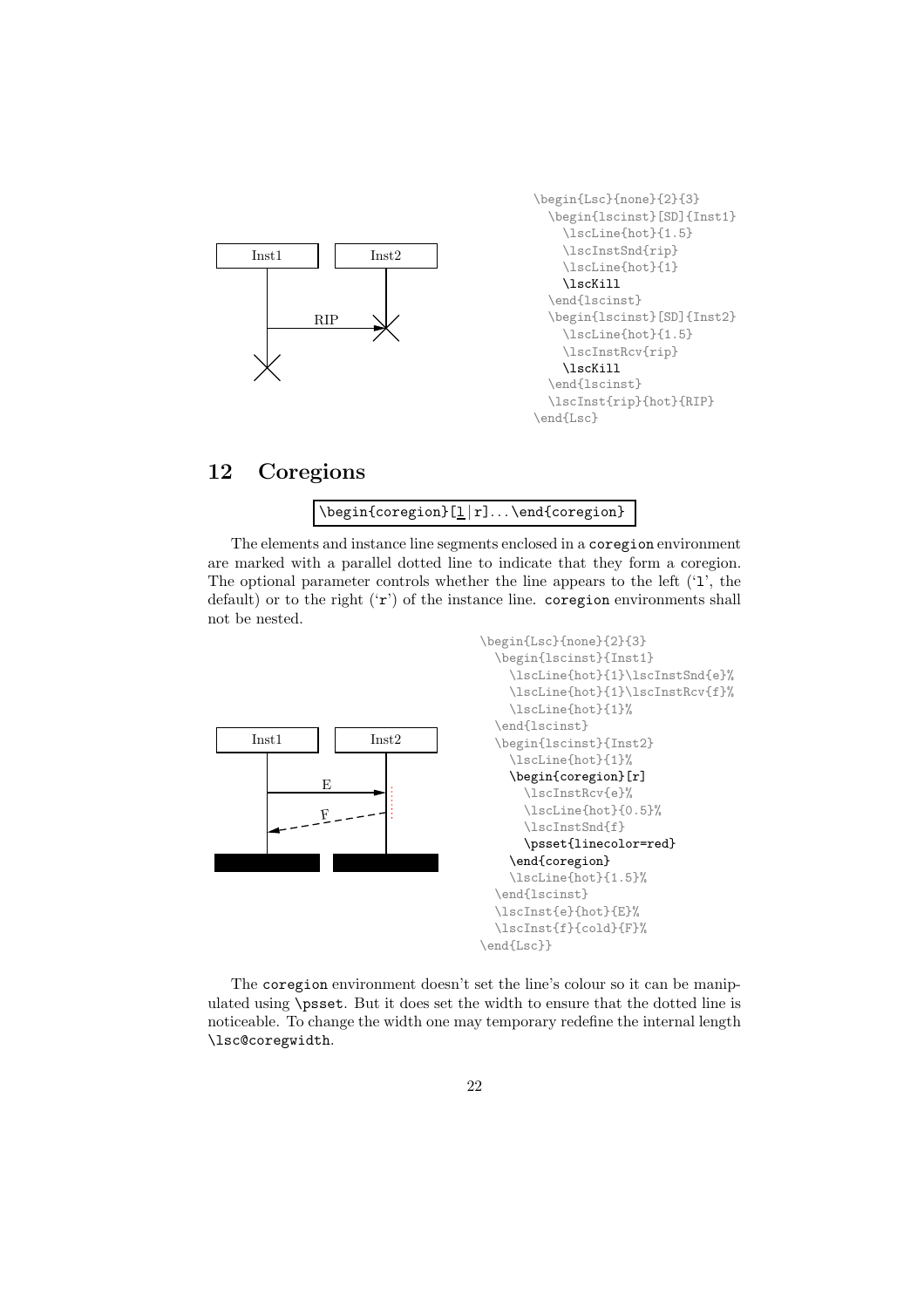```
\begin{Lsc}{none}{2}{3}
  \begin{lscinst}[SD]{Inst1}
    \lscLine{hot}{1.5}
    \lscInstSnd{rip}
    \lscLine{hot}{1}
    \lscKill
  \end{lscinst}
  \begin{lscinst}[SD]{Inst2}
    \lscLine{hot}{1.5}
    \lscInstRcv{rip}
    \lscKill
  \end{lscinst}
  \lscInst{rip}{hot}{RIP}
\end{Lsc}
```

## 12 Coregions

`\begin{coregion}[l|r]...\end{coregion}`

The elements and instance line segments enclosed in a `coregion` environment are marked with a parallel dotted line to indicate that they form a coregion. The optional parameter controls whether the line appears to the left ('`l`', the default) or to the right ('`r`') of the instance line. `coregion` environments shall not be nested.

```
\begin{Lsc}{none}{2}{3}
  \begin{lscinst}{Inst1}
    \lscLine{hot}{1}\lscInstSnd{e}%
    \lscLine{hot}{1}\lscInstRcv{f}%
    \lscLine{hot}{1}%
  \end{lscinst}
  \begin{lscinst}{Inst2}
    \lscLine{hot}{1}%
    \begin{coregion}[r]
      \lscInstRcv{e}%
      \lscLine{hot}{0.5}%
      \lscInstSnd{f}
      \psset{linecolor=red}
    \end{coregion}
    \lscLine{hot}{1.5}%
  \end{lscinst}
  \lscInst{e}{hot}{E}%
  \lscInst{f}{cold}{F}%
\end{Lsc}}
```

The `coregion` environment doesn't set the line's colour so it can be manipulated using `\psset`. But it does set the width to ensure that the dotted line is noticeable. To change the width one may temporary redefine the internal length `\lsc@coregwidth`.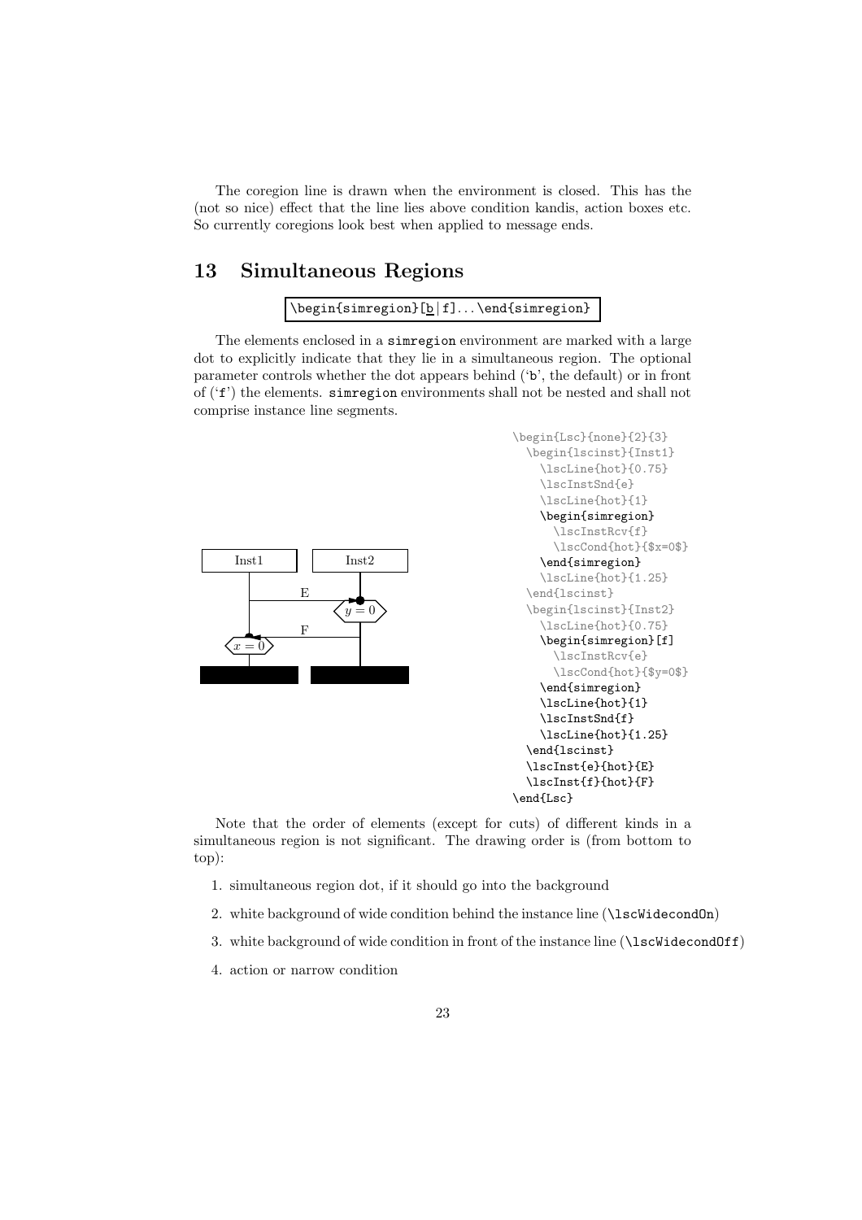The coregion line is drawn when the environment is closed. This has the (not so nice) effect that the line lies above condition kandis, action boxes etc. So currently coregions look best when applied to message ends.

# 13 Simultaneous Regions

```
\begin{simregion}[b|f]...\end{simregion}
```

The elements enclosed in a `simregion` environment are marked with a large dot to explicitly indicate that they lie in a simultaneous region. The optional parameter controls whether the dot appears behind ('b', the default) or in front of ('f') the elements. `simregion` environments shall not be nested and shall not comprise instance line segments.

```
\begin{Lsc}{none}{2}{3}
  \begin{lscinst}{Inst1}
    \lscLine{hot}{0.75}
    \lscInstSnd{e}
    \lscLine{hot}{1}
    \begin{simregion}
      \lscInstRcv{f}
      \lscCond{hot}{$x=0$}
    \end{simregion}
    \lscLine{hot}{1.25}
  \end{lscinst}
  \begin{lscinst}{Inst2}
    \lscLine{hot}{0.75}
    \begin{simregion}[f]
      \lscInstRcv{e}
      \lscCond{hot}{$y=0$}
    \end{simregion}
    \lscLine{hot}{1}
    \lscInstSnd{f}
    \lscLine{hot}{1.25}
  \end{lscinst}
  \lscInst{e}{hot}{E}
  \lscInst{f}{hot}{F}
\end{Lsc}
```

Note that the order of elements (except for cuts) of different kinds in a simultaneous region is not significant. The drawing order is (from bottom to top):

1. simultaneous region dot, if it should go into the background
2. white background of wide condition behind the instance line (`\lscWidecondOn`)
3. white background of wide condition in front of the instance line (`\lscWidecondOff`)
4. action or narrow condition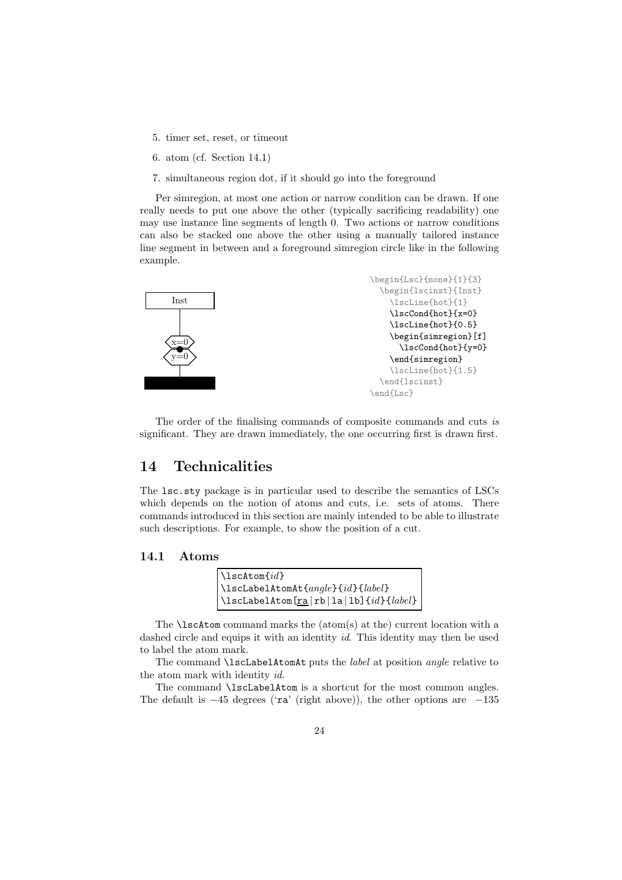5. timer set, reset, or timeout
6. atom (cf. Section 14.1)
7. simultaneous region dot, if it should go into the foreground

Per simregion, at most one action or narrow condition can be drawn. If one really needs to put one above the other (typically sacrificing readability) one may use instance line segments of length 0. Two actions or narrow conditions can also be stacked one above the other using a manually tailored instance line segment in between and a foreground simregion circle like in the following example.

```
\begin{Lsc}{none}{1}{3}
  \begin{lscinst}{Inst}
    \lscLine{hot}{1}
    \lscCond{hot}{x=0}
    \lscLine{hot}{0.5}
    \begin{simregion}[f]
      \lscCond{hot}{y=0}
    \end{simregion}
    \lscLine{hot}{1.5}
  \end{lscinst}
\end{Lsc}
```

The order of the finalising commands of composite commands and cuts *is* significant. They are drawn immediately, the one occurring first is drawn first.

# 14 Technicalities

The `lsc.sty` package is in particular used to describe the semantics of LSCs which depends on the notion of atoms and cuts, i.e. sets of atoms. There commands introduced in this section are mainly intended to be able to illustrate such descriptions. For example, to show the position of a cut.

## 14.1 Atoms

```
\lscAtom{id}
\lscLabelAtomAt{angle}{id}{label}
\lscLabelAtom[ra|rb|la|lb]{id}{label}
```

The `\lscAtom` command marks the (atom(s) at the) current location with a dashed circle and equips it with an identity *id*. This identity may then be used to label the atom mark.

The command `\lscLabelAtomAt` puts the *label* at position *angle* relative to the atom mark with identity *id*.

The command `\lscLabelAtom` is a shortcut for the most common angles. The default is $-45$ degrees ('ra' (right above)), the other options are $-135$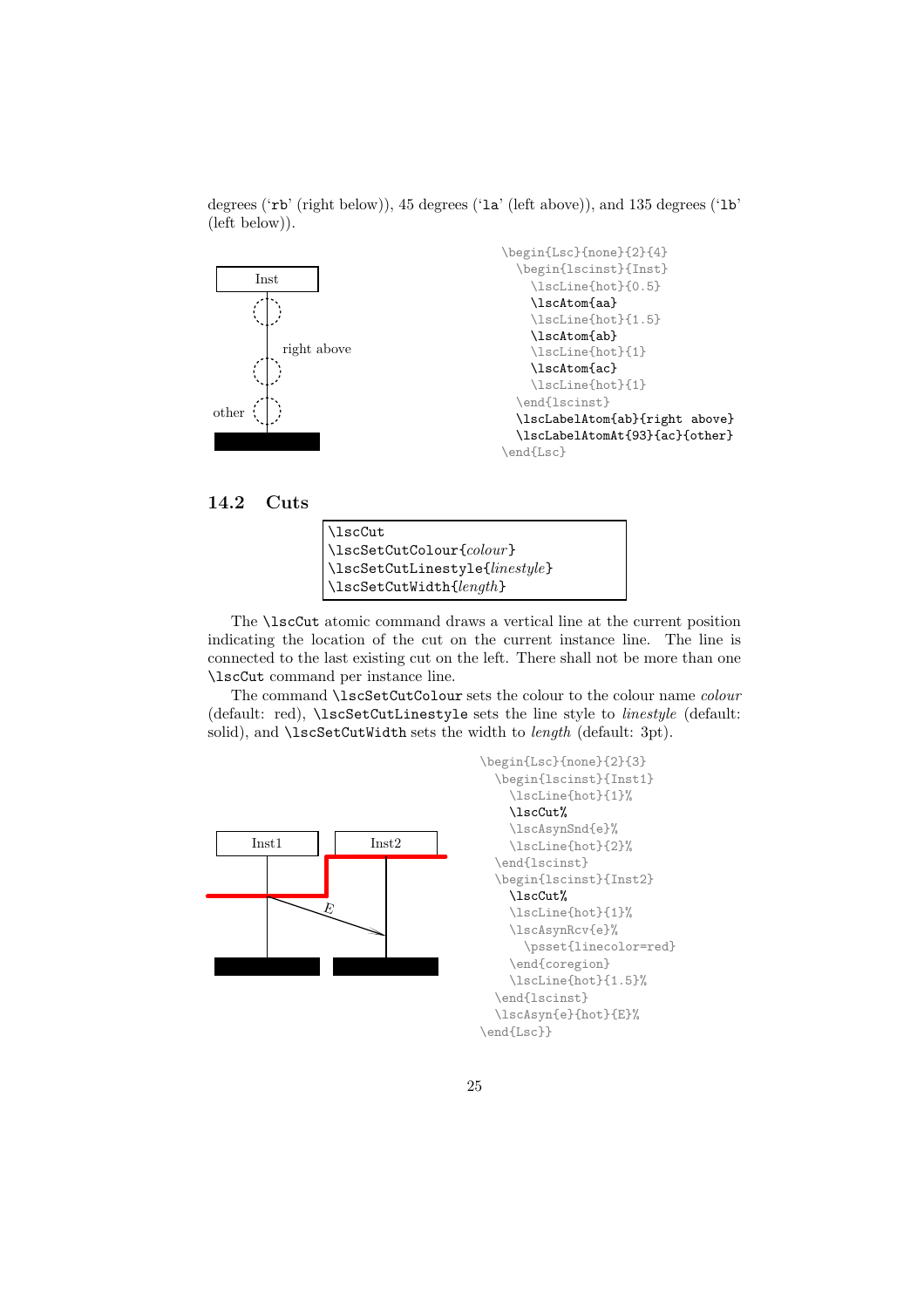degrees ('`rb`' (right below)), 45 degrees ('`la`' (left above)), and 135 degrees ('`lb`' (left below)).

```
\begin{Lsc}{none}{2}{4}
  \begin{lscinst}{Inst}
    \lscLine{hot}{0.5}
    \lscAtom{aa}
    \lscLine{hot}{1.5}
    \lscAtom{ab}
    \lscLine{hot}{1}
    \lscAtom{ac}
    \lscLine{hot}{1}
  \end{lscinst}
  \lscLabelAtom{ab}{right above}
  \lscLabelAtomAt{93}{ac}{other}
\end{Lsc}
```

## 14.2 Cuts

```
\lscCut
\lscSetCutColour{colour}
\lscSetCutLinestyle{linestyle}
\lscSetCutWidth{length}
```

The `\lscCut` atomic command draws a vertical line at the current position indicating the location of the cut on the current instance line. The line is connected to the last existing cut on the left. There shall not be more than one `\lscCut` command per instance line.

The command `\lscSetCutColour` sets the colour to the colour name *colour* (default: red), `\lscSetCutLinestyle` sets the line style to *linestyle* (default: solid), and `\lscSetCutWidth` sets the width to *length* (default: 3pt).

```
\begin{Lsc}{none}{2}{3}
  \begin{lscinst}{Inst1}
    \lscLine{hot}{1}%
    \lscCut%
    \lscAsynSnd{e}%
    \lscLine{hot}{2}%
  \end{lscinst}
  \begin{lscinst}{Inst2}
    \lscCut%
    \lscLine{hot}{1}%
    \lscAsynRcv{e}%
      \psset{linecolor=red}
    \end{coregion}
    \lscLine{hot}{1.5}%
  \end{lscinst}
  \lscAsyn{e}{hot}{E}%
\end{Lsc}}
```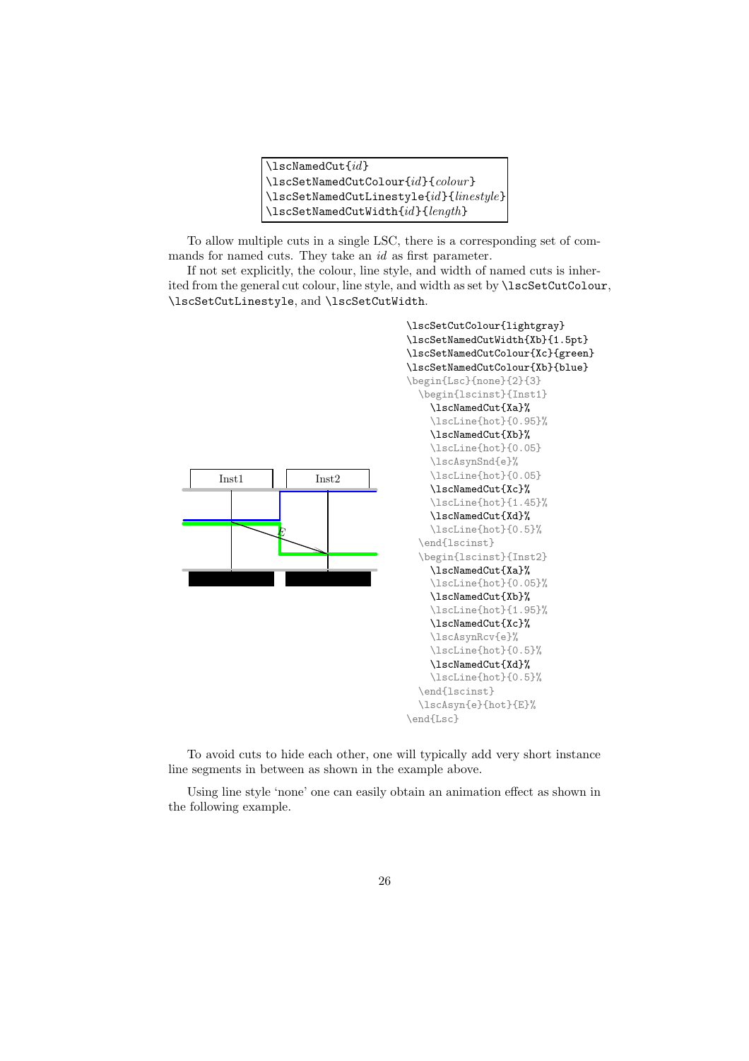```
\lscNamedCut{id}
\lscSetNamedCutColour{id}{colour}
\lscSetNamedCutLinestyle{id}{linestyle}
\lscSetNamedCutWidth{id}{length}
```

To allow multiple cuts in a single LSC, there is a corresponding set of commands for named cuts. They take an *id* as first parameter.

If not set explicitly, the colour, line style, and width of named cuts is inherited from the general cut colour, line style, and width as set by `\lscSetCutColour`, `\lscSetCutLinestyle`, and `\lscSetCutWidth`.

```
\lscSetCutColour{lightgray}
\lscSetNamedCutWidth{Xb}{1.5pt}
\lscSetNamedCutColour{Xc}{green}
\lscSetNamedCutColour{Xb}{blue}
\begin{Lsc}{none}{2}{3}
  \begin{lscinst}{Inst1}
    \lscNamedCut{Xa}%
    \lscLine{hot}{0.95}%
    \lscNamedCut{Xb}%
    \lscLine{hot}{0.05}
    \lscAsynSnd{e}%
    \lscLine{hot}{0.05}
    \lscNamedCut{Xc}%
    \lscLine{hot}{1.45}%
    \lscNamedCut{Xd}%
    \lscLine{hot}{0.5}%
  \end{lscinst}
  \begin{lscinst}{Inst2}
    \lscNamedCut{Xa}%
    \lscLine{hot}{0.05}%
    \lscNamedCut{Xb}%
    \lscLine{hot}{1.95}%
    \lscNamedCut{Xc}%
    \lscAsynRcv{e}%
    \lscLine{hot}{0.5}%
    \lscNamedCut{Xd}%
    \lscLine{hot}{0.5}%
  \end{lscinst}
  \lscAsyn{e}{hot}{E}%
\end{Lsc}
```

To avoid cuts to hide each other, one will typically add very short instance line segments in between as shown in the example above.

Using line style 'none' one can easily obtain an animation effect as shown in the following example.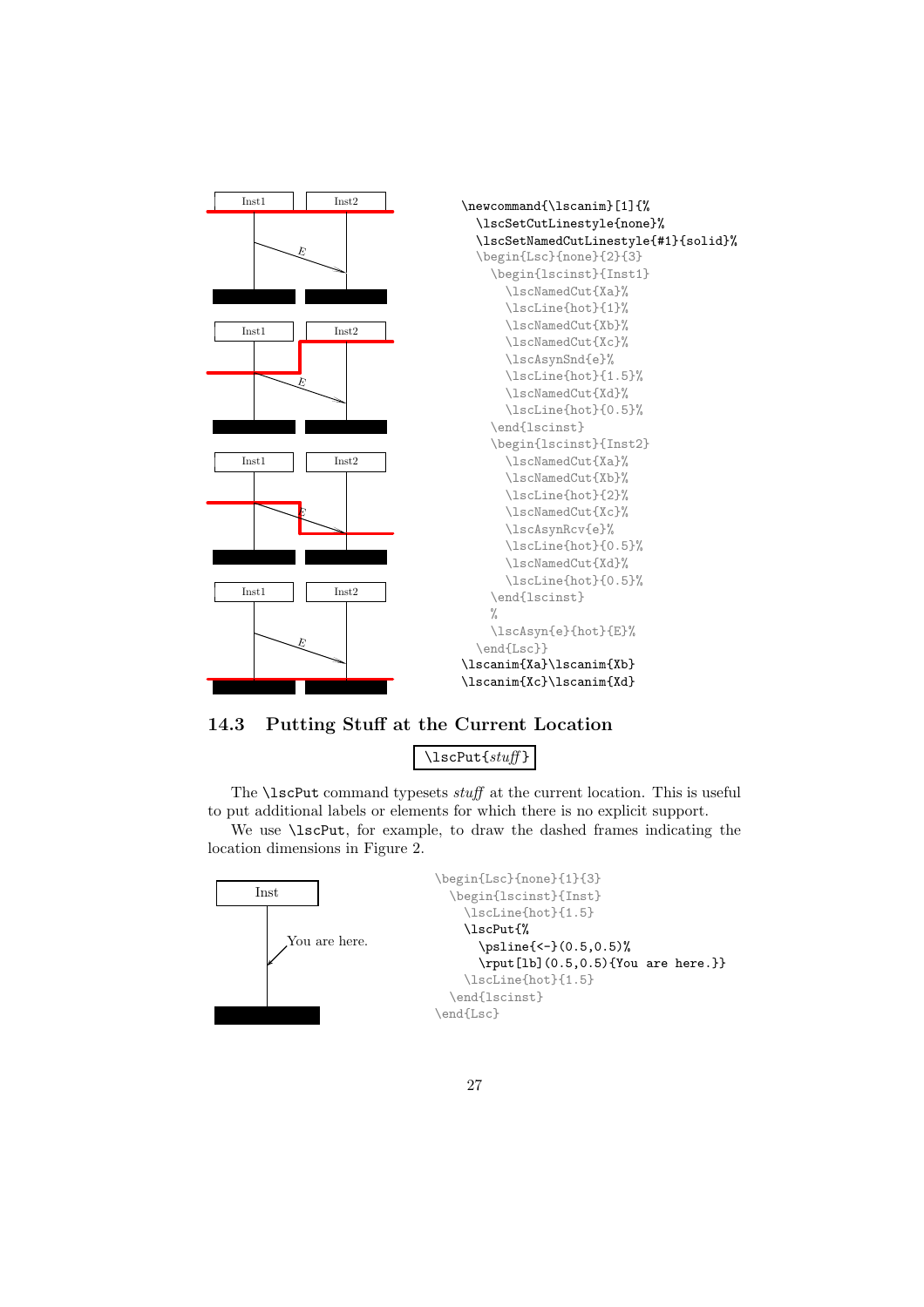```
\newcommand{\lscanim}[1]{%
  \lscSetCutLinestyle{none}%
  \lscSetNamedCutLinestyle{#1}{solid}%
  \begin{Lsc}{none}{2}{3}
    \begin{lscinst}{Inst1}
      \lscNamedCut{Xa}%
      \lscLine{hot}{1}%
      \lscNamedCut{Xb}%
      \lscNamedCut{Xc}%
      \lscAsynSnd{e}%
      \lscLine{hot}{1.5}%
      \lscNamedCut{Xd}%
      \lscLine{hot}{0.5}%
    \end{lscinst}
    \begin{lscinst}{Inst2}
      \lscNamedCut{Xa}%
      \lscNamedCut{Xb}%
      \lscLine{hot}{2}%
      \lscNamedCut{Xc}%
      \lscAsynRcv{e}%
      \lscLine{hot}{0.5}%
      \lscNamedCut{Xd}%
      \lscLine{hot}{0.5}%
    \end{lscinst}
    %
    \lscAsyn{e}{hot}{E}%
  \end{Lsc}}
\lscanim{Xa}\lscanim{Xb}
\lscanim{Xc}\lscanim{Xd}
```

## 14.3 Putting Stuff at the Current Location

\lscPut{*stuff*}

The `\lscPut` command typesets *stuff* at the current location. This is useful to put additional labels or elements for which there is no explicit support.

We use `\lscPut`, for example, to draw the dashed frames indicating the location dimensions in Figure 2.

```
\begin{Lsc}{none}{1}{3}
  \begin{lscinst}{Inst}
    \lscLine{hot}{1.5}
    \lscPut{%
      \psline{<-}(0.5,0.5)%
      \rput[lb](0.5,0.5){You are here.}}
    \lscLine{hot}{1.5}
  \end{lscinst}
\end{Lsc}
```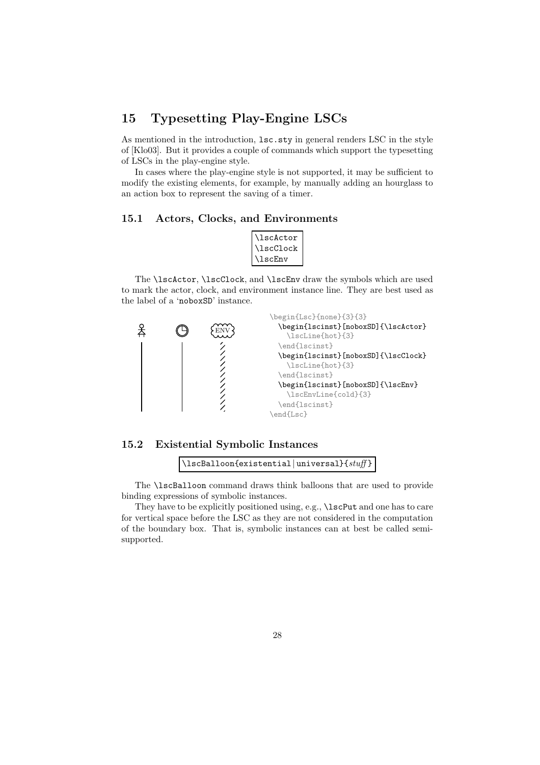## 15 Typesetting Play-Engine LSCs

As mentioned in the introduction, `lsc.sty` in general renders LSC in the style of [Klo03]. But it provides a couple of commands which support the typesetting of LSCs in the play-engine style.

In cases where the play-engine style is not supported, it may be sufficient to modify the existing elements, for example, by manually adding an hourglass to an action box to represent the saving of a timer.

### 15.1 Actors, Clocks, and Environments

```
\lscActor
\lscClock
\lscEnv
```

The `\lscActor`, `\lscClock`, and `\lscEnv` draw the symbols which are used to mark the actor, clock, and environment instance line. They are best used as the label of a 'noboxSD' instance.

```
\begin{Lsc}{none}{3}{3}
  \begin{lscinst}[noboxSD]{\lscActor}
    \lscLine{hot}{3}
  \end{lscinst}
  \begin{lscinst}[noboxSD]{\lscClock}
    \lscLine{hot}{3}
  \end{lscinst}
  \begin{lscinst}[noboxSD]{\lscEnv}
    \lscEnvLine{cold}{3}
  \end{lscinst}
\end{Lsc}
```

### 15.2 Existential Symbolic Instances

```
\lscBalloon{existential|universal}{stuff}
```

The `\lscBalloon` command draws think balloons that are used to provide binding expressions of symbolic instances.

They have to be explicitly positioned using, e.g., `\lscPut` and one has to care for vertical space before the LSC as they are not considered in the computation of the boundary box. That is, symbolic instances can at best be called semi-supported.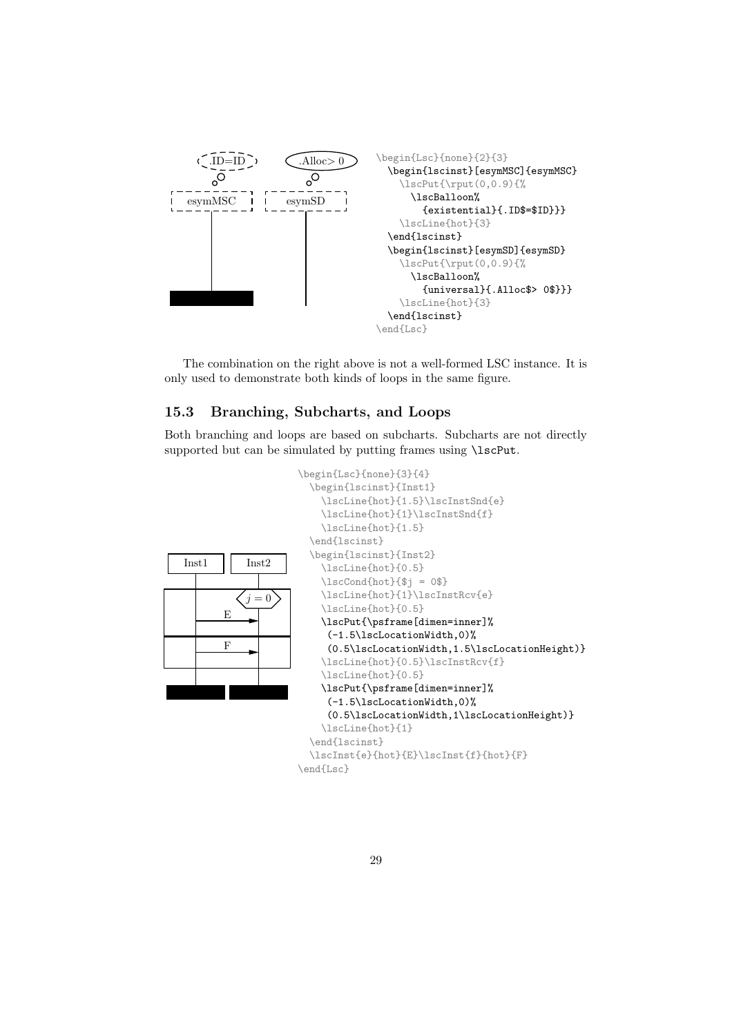```
\begin{Lsc}{none}{2}{3}
  \begin{lscinst}[esymMSC]{esymMSC}
    \lscPut{\rput(0,0.9){%
      \lscBalloon%
        {existential}{.ID$=$ID}}}
    \lscLine{hot}{3}
  \end{lscinst}
  \begin{lscinst}[esymSD]{esymSD}
    \lscPut{\rput(0,0.9){%
      \lscBalloon%
        {universal}{.Alloc$> 0$}}}
    \lscLine{hot}{3}
  \end{lscinst}
\end{Lsc}
```

The combination on the right above is not a well-formed LSC instance. It is only used to demonstrate both kinds of loops in the same figure.

### 15.3 Branching, Subcharts, and Loops

Both branching and loops are based on subcharts. Subcharts are not directly supported but can be simulated by putting frames using `\lscPut`.

```
\begin{Lsc}{none}{3}{4}
  \begin{lscinst}{Inst1}
    \lscLine{hot}{1.5}\lscInstSnd{e}
    \lscLine{hot}{1}\lscInstSnd{f}
    \lscLine{hot}{1.5}
  \end{lscinst}
  \begin{lscinst}{Inst2}
    \lscLine{hot}{0.5}
    \lscCond{hot}{$j = 0$}
    \lscLine{hot}{1}\lscInstRcv{e}
    \lscLine{hot}{0.5}
    \lscPut{\psframe[dimen=inner]%
     (-1.5\lscLocationWidth,0)%
     (0.5\lscLocationWidth,1.5\lscLocationHeight)}
    \lscLine{hot}{0.5}\lscInstRcv{f}
    \lscLine{hot}{0.5}
    \lscPut{\psframe[dimen=inner]%
     (-1.5\lscLocationWidth,0)%
     (0.5\lscLocationWidth,1\lscLocationHeight)}
    \lscLine{hot}{1}
  \end{lscinst}
  \lscInst{e}{hot}{E}\lscInst{f}{hot}{F}
\end{Lsc}
```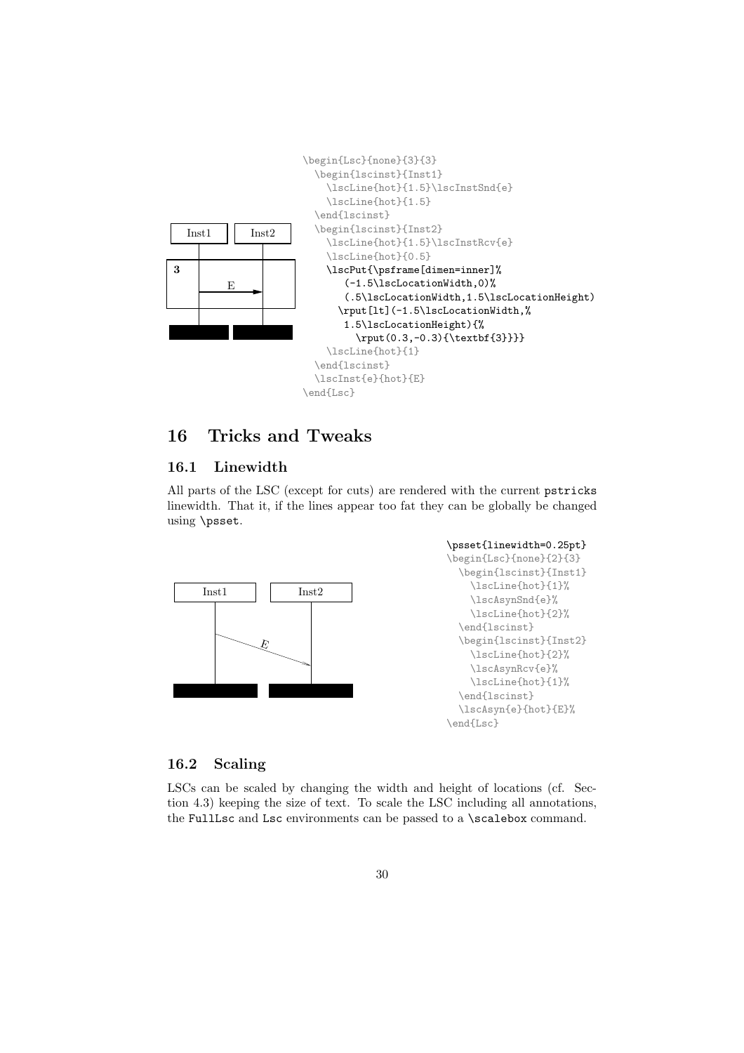```
\begin{Lsc}{none}{3}{3}
  \begin{lscinst}{Inst1}
    \lscLine{hot}{1.5}\lscInstSnd{e}
    \lscLine{hot}{1.5}
  \end{lscinst}
  \begin{lscinst}{Inst2}
    \lscLine{hot}{1.5}\lscInstRcv{e}
    \lscLine{hot}{0.5}
    \lscPut{\psframe[dimen=inner]%
       (-1.5\lscLocationWidth,0)%
       (.5\lscLocationWidth,1.5\lscLocationHeight)
      \rput[lt](-1.5\lscLocationWidth,%
       1.5\lscLocationHeight){%
         \rput(0.3,-0.3){\textbf{3}}}}
    \lscLine{hot}{1}
  \end{lscinst}
  \lscInst{e}{hot}{E}
\end{Lsc}
```

## 16 Tricks and Tweaks

### 16.1 Linewidth

All parts of the LSC (except for cuts) are rendered with the current `pstricks` linewidth. That it, if the lines appear too fat they can be globally be changed using `\psset`.

```
\psset{linewidth=0.25pt}
\begin{Lsc}{none}{2}{3}
  \begin{lscinst}{Inst1}
    \lscLine{hot}{1}%
    \lscAsynSnd{e}%
    \lscLine{hot}{2}%
  \end{lscinst}
  \begin{lscinst}{Inst2}
    \lscLine{hot}{2}%
    \lscAsynRcv{e}%
    \lscLine{hot}{1}%
  \end{lscinst}
  \lscAsyn{e}{hot}{E}%
\end{Lsc}
```

### 16.2 Scaling

LSCs can be scaled by changing the width and height of locations (cf. Section 4.3) keeping the size of text. To scale the LSC including all annotations, the `FullLsc` and `Lsc` environments can be passed to a `\scalebox` command.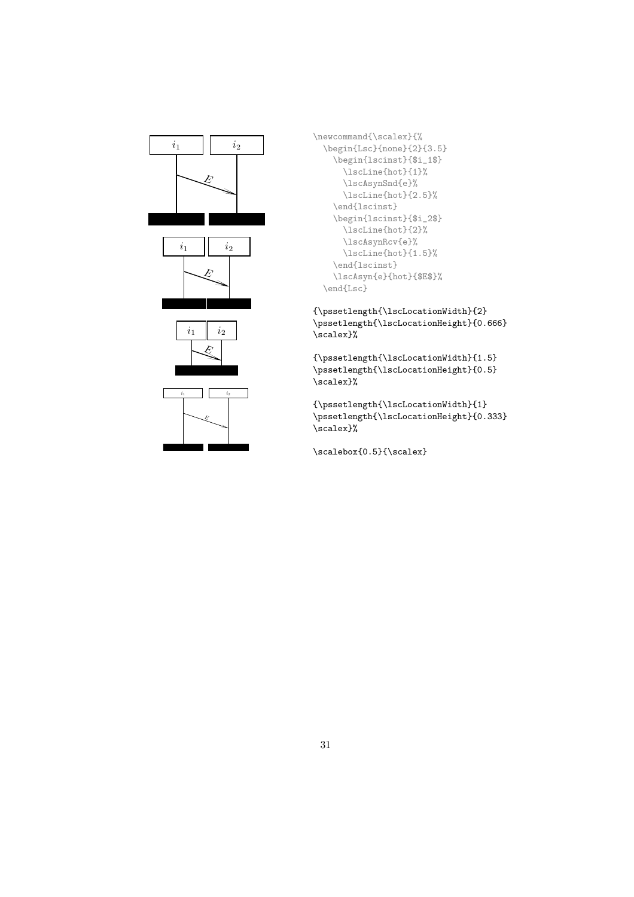```
\newcommand{\scalex}{%
  \begin{Lsc}{none}{2}{3.5}
    \begin{lscinst}{$i_1$}
      \lscLine{hot}{1}%
      \lscAsynSnd{e}%
      \lscLine{hot}{2.5}%
    \end{lscinst}
    \begin{lscinst}{$i_2$}
      \lscLine{hot}{2}%
      \lscAsynRcv{e}%
      \lscLine{hot}{1.5}%
    \end{lscinst}
    \lscAsyn{e}{hot}{$E$}%
  \end{Lsc}

{\pssetlength{\lscLocationWidth}{2}
\pssetlength{\lscLocationHeight}{0.666}
\scalex}%

{\pssetlength{\lscLocationWidth}{1.5}
\pssetlength{\lscLocationHeight}{0.5}
\scalex}%

{\pssetlength{\lscLocationWidth}{1}
\pssetlength{\lscLocationHeight}{0.333}
\scalex}%

\scalebox{0.5}{\scalex}
```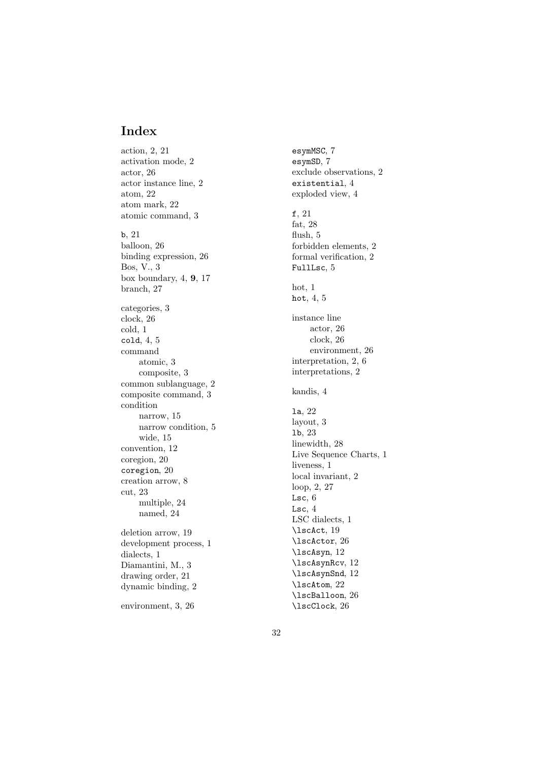# Index

action, 2, 21
activation mode, 2
actor, 26
actor instance line, 2
atom, 22
atom mark, 22
atomic command, 3

`b`, 21
balloon, 26
binding expression, 26
Bos, V., 3
box boundary, 4, **9**, 17
branch, 27

categories, 3
clock, 26
cold, 1
`cold`, 4, 5
command
  atomic, 3
  composite, 3
common sublanguage, 2
composite command, 3
condition
  narrow, 15
  narrow condition, 5
  wide, 15
convention, 12
coregion, 20
`coregion`, 20
creation arrow, 8
cut, 23
  multiple, 24
  named, 24

deletion arrow, 19
development process, 1
dialects, 1
Diamantini, M., 3
drawing order, 21
dynamic binding, 2

environment, 3, 26
`esymMSC`, 7
`esymSD`, 7
exclude observations, 2
`existential`, 4
exploded view, 4

`f`, 21
fat, 28
flush, 5
forbidden elements, 2
formal verification, 2
`FullLsc`, 5

hot, 1
`hot`, 4, 5

instance line
  actor, 26
  clock, 26
  environment, 26
interpretation, 2, 6
interpretations, 2

kandis, 4

`la`, 22
layout, 3
`lb`, 23
linewidth, 28
Live Sequence Charts, 1
liveness, 1
local invariant, 2
loop, 2, 27
`Lsc`, 6
`Lsc`, 4
LSC dialects, 1
`\lscAct`, 19
`\lscActor`, 26
`\lscAsyn`, 12
`\lscAsynRcv`, 12
`\lscAsynSnd`, 12
`\lscAtom`, 22
`\lscBalloon`, 26
`\lscClock`, 26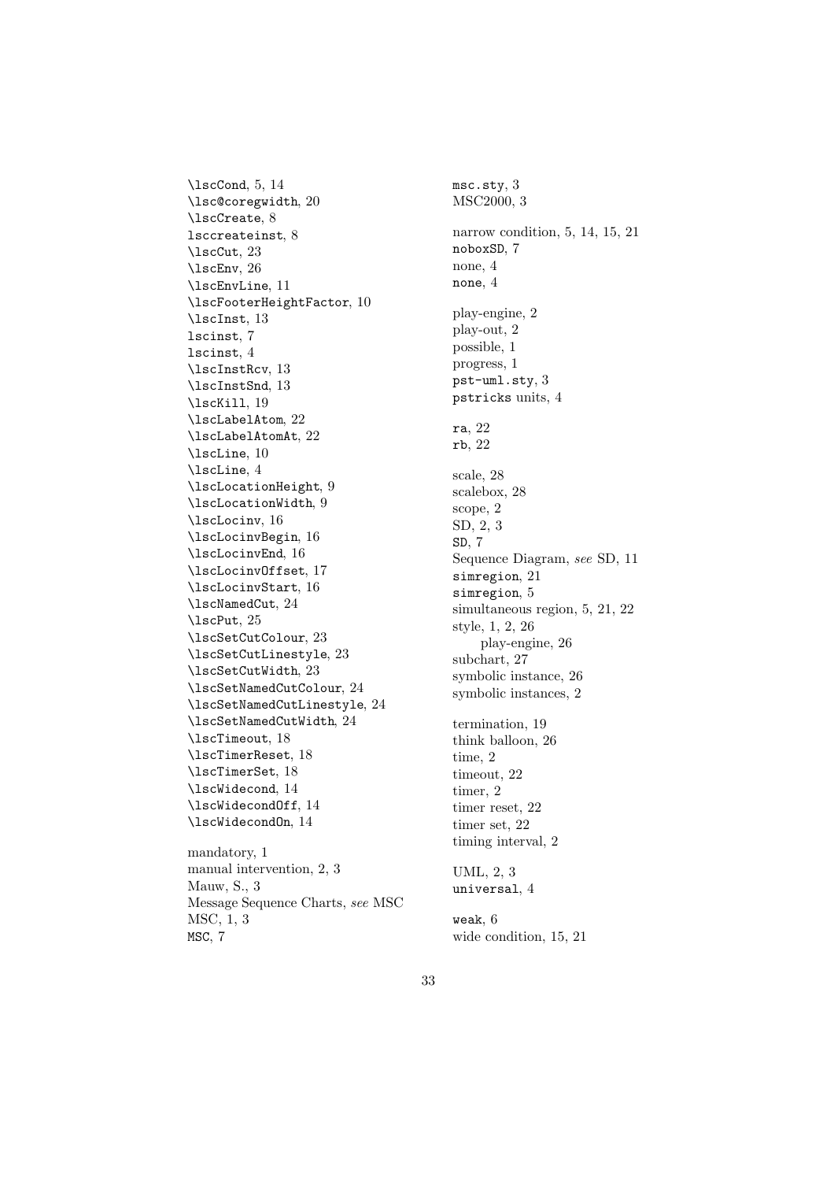`\lscCond`, 5, 14
`\lsc@coregwidth`, 20
`\lscCreate`, 8
lsccreateinst, 8
`\lscCut`, 23
`\lscEnv`, 26
`\lscEnvLine`, 11
`\lscFooterHeightFactor`, 10
`\lscInst`, 13
lscinst, 7
lscinst, 4
`\lscInstRcv`, 13
`\lscInstSnd`, 13
`\lscKill`, 19
`\lscLabelAtom`, 22
`\lscLabelAtomAt`, 22
`\lscLine`, 10
`\lscLine`, 4
`\lscLocationHeight`, 9
`\lscLocationWidth`, 9
`\lscLocinv`, 16
`\lscLocinvBegin`, 16
`\lscLocinvEnd`, 16
`\lscLocinvOffset`, 17
`\lscLocinvStart`, 16
`\lscNamedCut`, 24
`\lscPut`, 25
`\lscSetCutColour`, 23
`\lscSetCutLinestyle`, 23
`\lscSetCutWidth`, 23
`\lscSetNamedCutColour`, 24
`\lscSetNamedCutLinestyle`, 24
`\lscSetNamedCutWidth`, 24
`\lscTimeout`, 18
`\lscTimerReset`, 18
`\lscTimerSet`, 18
`\lscWidecond`, 14
`\lscWidecondOff`, 14
`\lscWidecondOn`, 14

mandatory, 1
manual intervention, 2, 3
Mauw, S., 3
Message Sequence Charts, *see* MSC
MSC, 1, 3
`MSC`, 7

`msc.sty`, 3
MSC2000, 3

narrow condition, 5, 14, 15, 21
`noboxSD`, 7
none, 4
`none`, 4

play-engine, 2
play-out, 2
possible, 1
progress, 1
`pst-uml.sty`, 3
`pstricks` units, 4

`ra`, 22
`rb`, 22

scale, 28
scalebox, 28
scope, 2
SD, 2, 3
`SD`, 7
Sequence Diagram, *see* SD, 11
`simregion`, 21
`simregion`, 5
simultaneous region, 5, 21, 22
style, 1, 2, 26
  play-engine, 26
subchart, 27
symbolic instance, 26
symbolic instances, 2

termination, 19
think balloon, 26
time, 2
timeout, 22
timer, 2
timer reset, 22
timer set, 22
timing interval, 2

UML, 2, 3
`universal`, 4

`weak`, 6
wide condition, 15, 21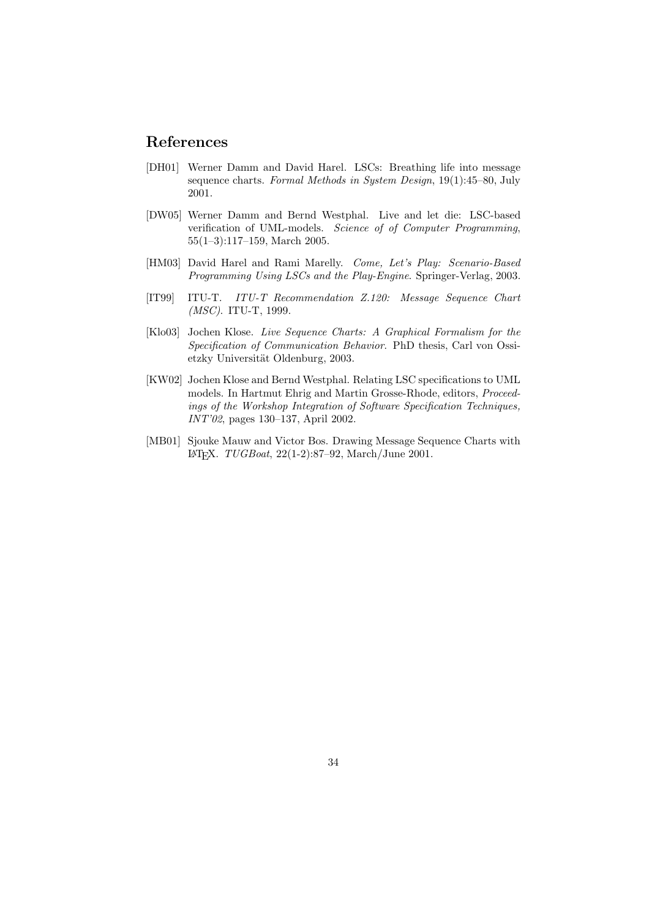# References

[DH01] Werner Damm and David Harel. LSCs: Breathing life into message sequence charts. *Formal Methods in System Design*, 19(1):45–80, July 2001.

[DW05] Werner Damm and Bernd Westphal. Live and let die: LSC-based verification of UML-models. *Science of of Computer Programming*, 55(1–3):117–159, March 2005.

[HM03] David Harel and Rami Marelly. *Come, Let's Play: Scenario-Based Programming Using LSCs and the Play-Engine*. Springer-Verlag, 2003.

[IT99] ITU-T. *ITU-T Recommendation Z.120: Message Sequence Chart (MSC)*. ITU-T, 1999.

[Klo03] Jochen Klose. *Live Sequence Charts: A Graphical Formalism for the Specification of Communication Behavior*. PhD thesis, Carl von Ossietzky Universität Oldenburg, 2003.

[KW02] Jochen Klose and Bernd Westphal. Relating LSC specifications to UML models. In Hartmut Ehrig and Martin Grosse-Rhode, editors, *Proceedings of the Workshop Integration of Software Specification Techniques, INT'02*, pages 130–137, April 2002.

[MB01] Sjouke Mauw and Victor Bos. Drawing Message Sequence Charts with LaTeX. *TUGBoat*, 22(1-2):87–92, March/June 2001.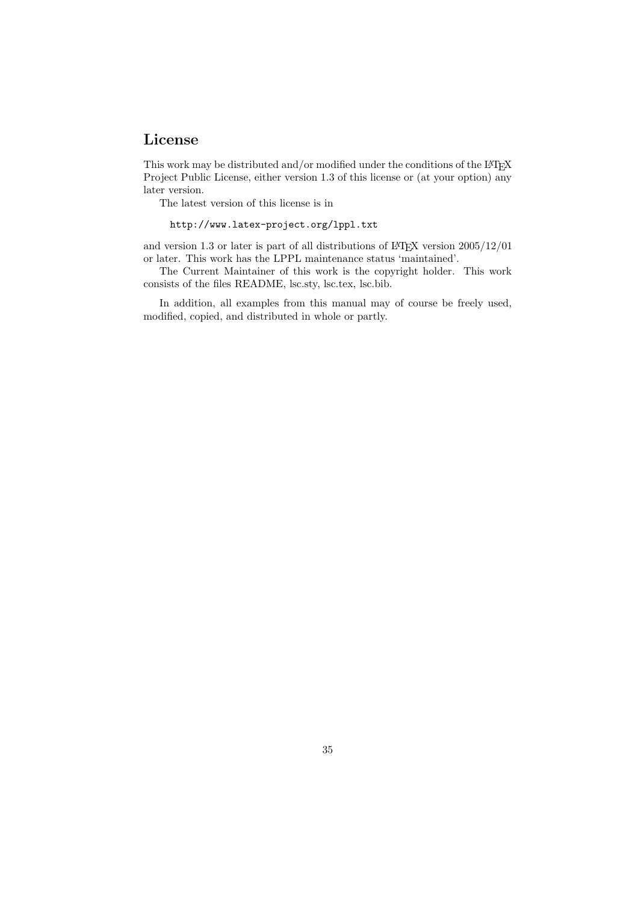## License

This work may be distributed and/or modified under the conditions of the LaTeX Project Public License, either version 1.3 of this license or (at your option) any later version.

The latest version of this license is in

```
http://www.latex-project.org/lppl.txt
```

and version 1.3 or later is part of all distributions of LaTeX version 2005/12/01 or later. This work has the LPPL maintenance status 'maintained'.

The Current Maintainer of this work is the copyright holder. This work consists of the files README, lsc.sty, lsc.tex, lsc.bib.

In addition, all examples from this manual may of course be freely used, modified, copied, and distributed in whole or partly.